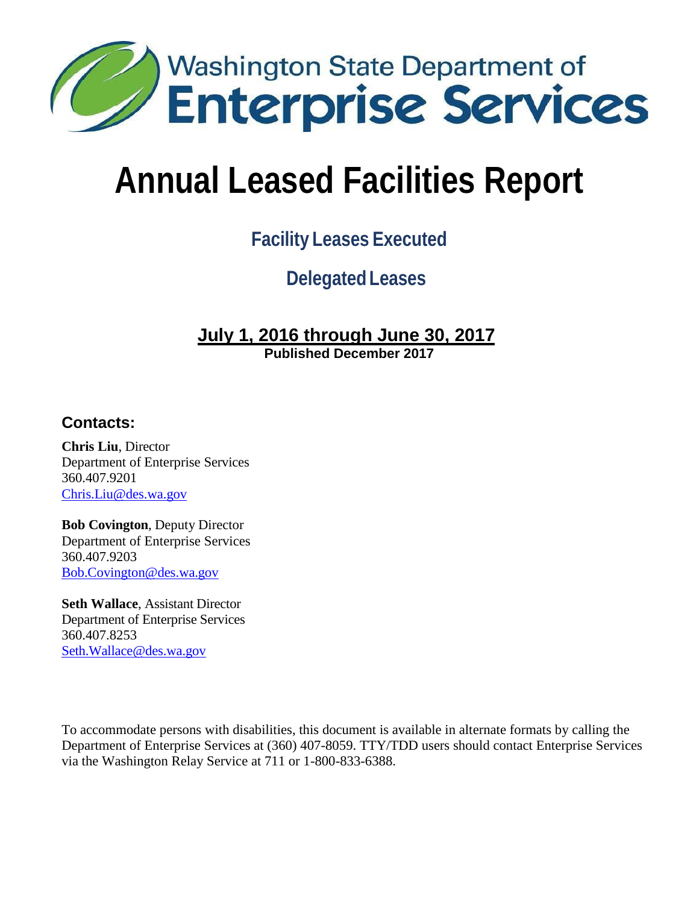Washington State Department of
**Enterprise Services**

# Annual Leased Facilities Report

## Facility Leases Executed

## Delegated Leases

**July 1, 2016 through June 30, 2017**
**Published December 2017**

### Contacts:

**Chris Liu**, Director
Department of Enterprise Services
360.407.9201
Chris.Liu@des.wa.gov

**Bob Covington**, Deputy Director
Department of Enterprise Services
360.407.9203
Bob.Covington@des.wa.gov

**Seth Wallace**, Assistant Director
Department of Enterprise Services
360.407.8253
Seth.Wallace@des.wa.gov

To accommodate persons with disabilities, this document is available in alternate formats by calling the Department of Enterprise Services at (360) 407-8059. TTY/TDD users should contact Enterprise Services via the Washington Relay Service at 711 or 1-800-833-6388.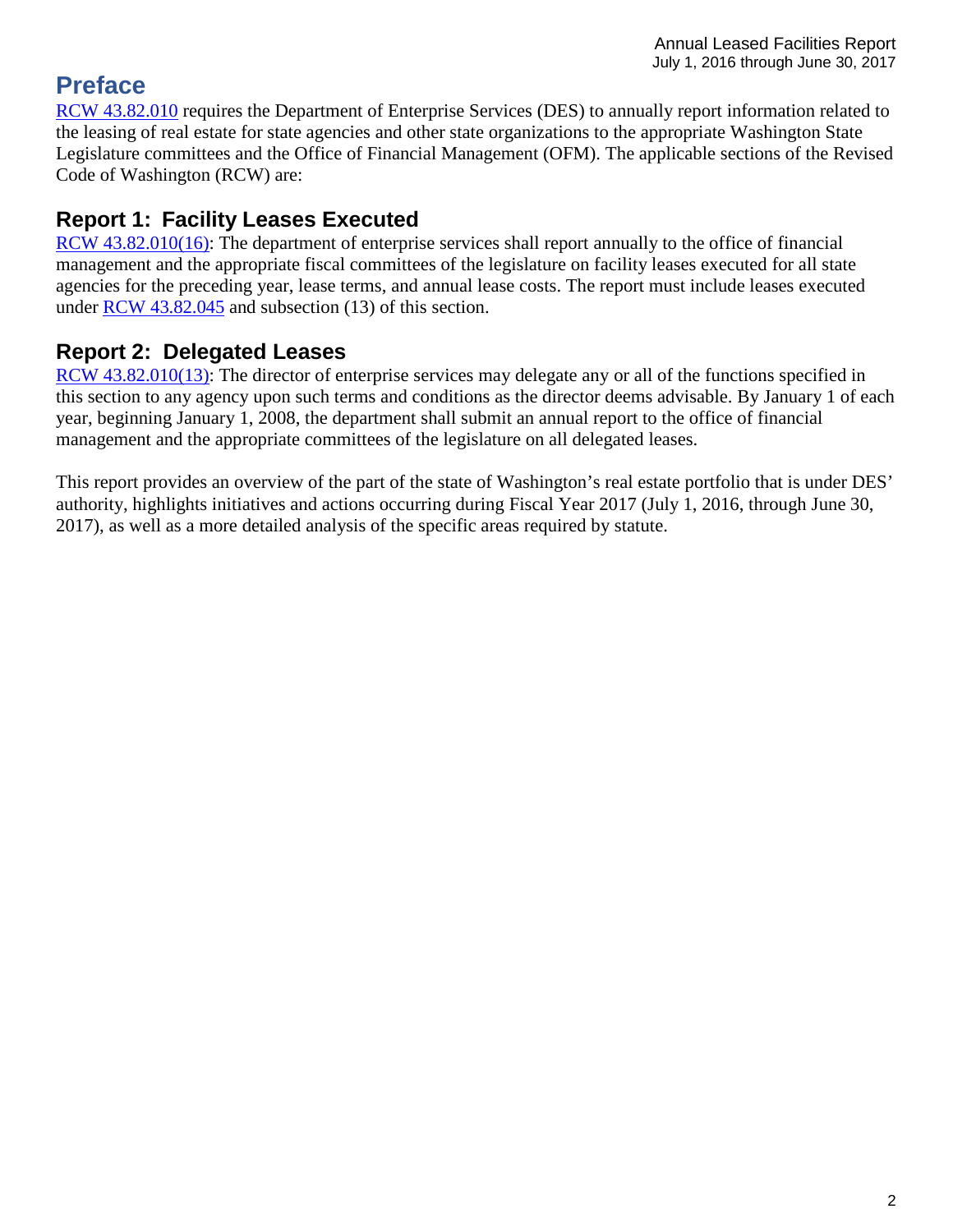# Preface

RCW 43.82.010 requires the Department of Enterprise Services (DES) to annually report information related to the leasing of real estate for state agencies and other state organizations to the appropriate Washington State Legislature committees and the Office of Financial Management (OFM). The applicable sections of the Revised Code of Washington (RCW) are:

## Report 1: Facility Leases Executed

RCW 43.82.010(16): The department of enterprise services shall report annually to the office of financial management and the appropriate fiscal committees of the legislature on facility leases executed for all state agencies for the preceding year, lease terms, and annual lease costs. The report must include leases executed under RCW 43.82.045 and subsection (13) of this section.

## Report 2: Delegated Leases

RCW 43.82.010(13): The director of enterprise services may delegate any or all of the functions specified in this section to any agency upon such terms and conditions as the director deems advisable. By January 1 of each year, beginning January 1, 2008, the department shall submit an annual report to the office of financial management and the appropriate committees of the legislature on all delegated leases.

This report provides an overview of the part of the state of Washington's real estate portfolio that is under DES' authority, highlights initiatives and actions occurring during Fiscal Year 2017 (July 1, 2016, through June 30, 2017), as well as a more detailed analysis of the specific areas required by statute.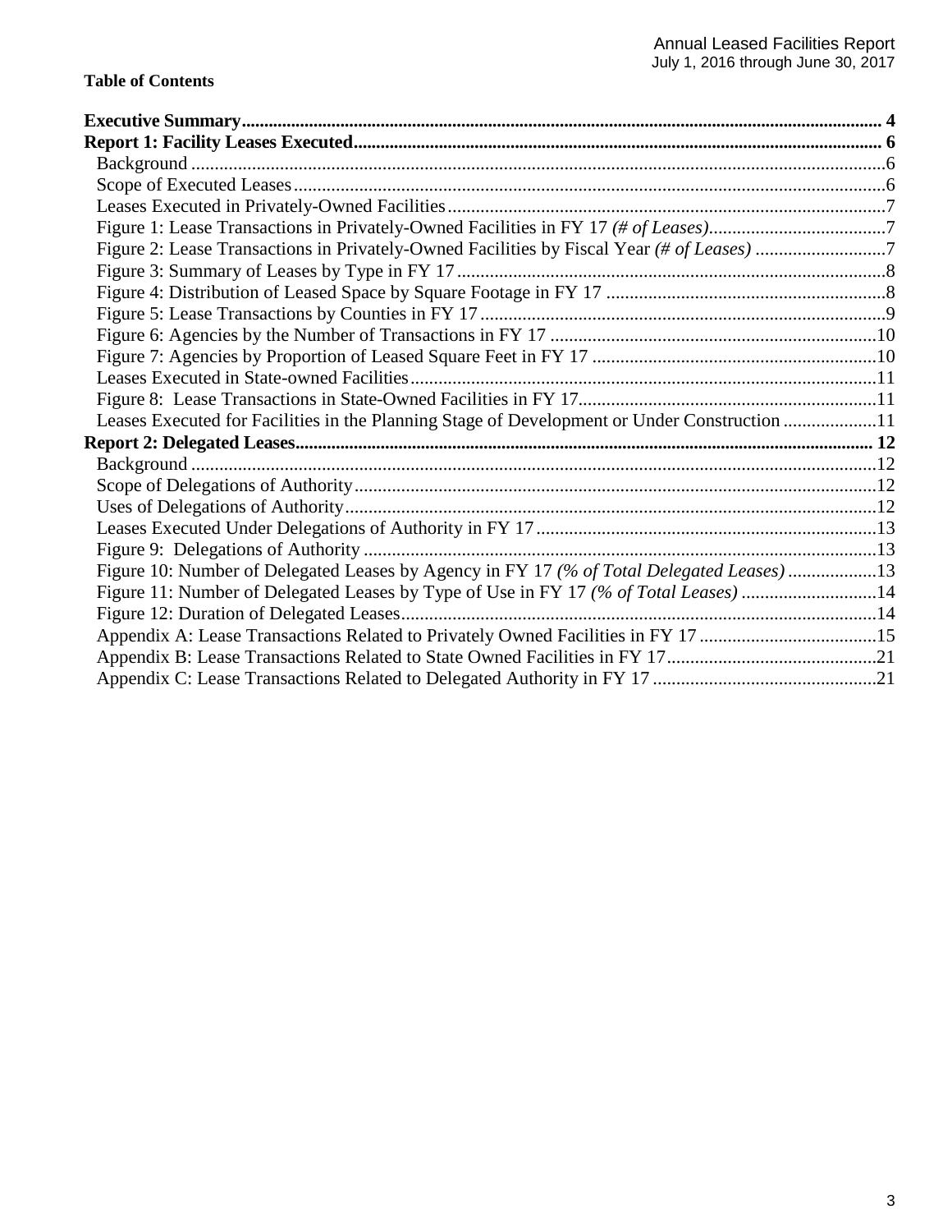**Table of Contents**

**Executive Summary** ............ **4**
**Report 1: Facility Leases Executed** ............ **6**
- Background ............ 6
- Scope of Executed Leases ............ 6
- Leases Executed in Privately-Owned Facilities ............ 7
- Figure 1: Lease Transactions in Privately-Owned Facilities in FY 17 *(# of Leases)* ............ 7
- Figure 2: Lease Transactions in Privately-Owned Facilities by Fiscal Year *(# of Leases)* ............ 7
- Figure 3: Summary of Leases by Type in FY 17 ............ 8
- Figure 4: Distribution of Leased Space by Square Footage in FY 17 ............ 8
- Figure 5: Lease Transactions by Counties in FY 17 ............ 9
- Figure 6: Agencies by the Number of Transactions in FY 17 ............ 10
- Figure 7: Agencies by Proportion of Leased Square Feet in FY 17 ............ 10
- Leases Executed in State-owned Facilities ............ 11
- Figure 8: Lease Transactions in State-Owned Facilities in FY 17 ............ 11
- Leases Executed for Facilities in the Planning Stage of Development or Under Construction ............ 11

**Report 2: Delegated Leases** ............ **12**
- Background ............ 12
- Scope of Delegations of Authority ............ 12
- Uses of Delegations of Authority ............ 12
- Leases Executed Under Delegations of Authority in FY 17 ............ 13
- Figure 9: Delegations of Authority ............ 13
- Figure 10: Number of Delegated Leases by Agency in FY 17 *(% of Total Delegated Leases)* ............ 13
- Figure 11: Number of Delegated Leases by Type of Use in FY 17 *(% of Total Leases)* ............ 14
- Figure 12: Duration of Delegated Leases ............ 14
- Appendix A: Lease Transactions Related to Privately Owned Facilities in FY 17 ............ 15
- Appendix B: Lease Transactions Related to State Owned Facilities in FY 17 ............ 21
- Appendix C: Lease Transactions Related to Delegated Authority in FY 17 ............ 21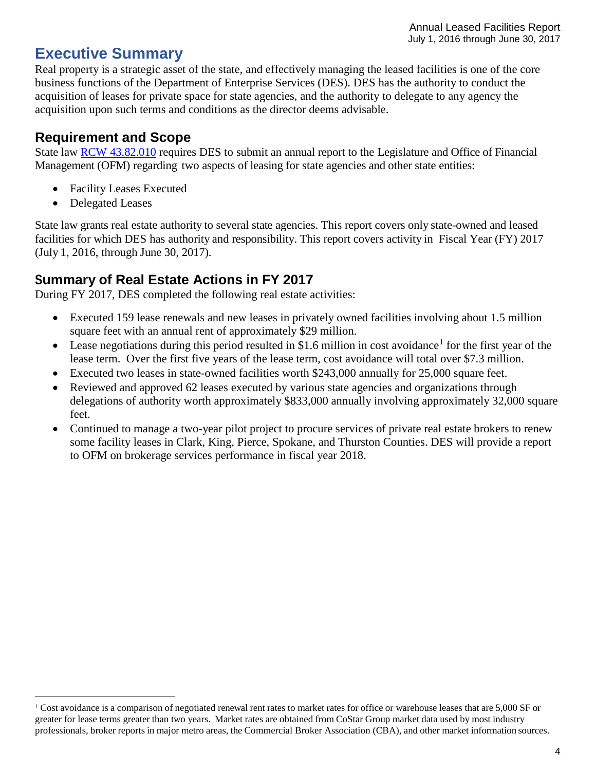# Executive Summary

Real property is a strategic asset of the state, and effectively managing the leased facilities is one of the core business functions of the Department of Enterprise Services (DES). DES has the authority to conduct the acquisition of leases for private space for state agencies, and the authority to delegate to any agency the acquisition upon such terms and conditions as the director deems advisable.

## Requirement and Scope

State law [RCW 43.82.010](RCW 43.82.010) requires DES to submit an annual report to the Legislature and Office of Financial Management (OFM) regarding two aspects of leasing for state agencies and other state entities:

- Facility Leases Executed
- Delegated Leases

State law grants real estate authority to several state agencies. This report covers only state-owned and leased facilities for which DES has authority and responsibility. This report covers activity in Fiscal Year (FY) 2017 (July 1, 2016, through June 30, 2017).

## Summary of Real Estate Actions in FY 2017

During FY 2017, DES completed the following real estate activities:

- Executed 159 lease renewals and new leases in privately owned facilities involving about 1.5 million square feet with an annual rent of approximately $29 million.
- Lease negotiations during this period resulted in $1.6 million in cost avoidance[1] for the first year of the lease term. Over the first five years of the lease term, cost avoidance will total over $7.3 million.
- Executed two leases in state-owned facilities worth $243,000 annually for 25,000 square feet.
- Reviewed and approved 62 leases executed by various state agencies and organizations through delegations of authority worth approximately $833,000 annually involving approximately 32,000 square feet.
- Continued to manage a two-year pilot project to procure services of private real estate brokers to renew some facility leases in Clark, King, Pierce, Spokane, and Thurston Counties. DES will provide a report to OFM on brokerage services performance in fiscal year 2018.

---

[1] Cost avoidance is a comparison of negotiated renewal rent rates to market rates for office or warehouse leases that are 5,000 SF or greater for lease terms greater than two years. Market rates are obtained from CoStar Group market data used by most industry professionals, broker reports in major metro areas, the Commercial Broker Association (CBA), and other market information sources.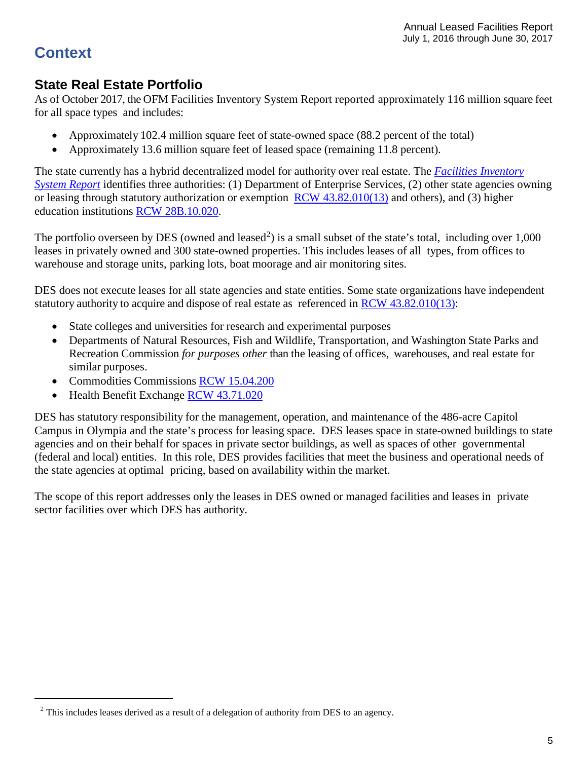# Context

## State Real Estate Portfolio

As of October 2017, the OFM Facilities Inventory System Report reported approximately 116 million square feet for all space types and includes:

- Approximately 102.4 million square feet of state-owned space (88.2 percent of the total)
- Approximately 13.6 million square feet of leased space (remaining 11.8 percent).

The state currently has a hybrid decentralized model for authority over real estate. The *Facilities Inventory System Report* identifies three authorities: (1) Department of Enterprise Services, (2) other state agencies owning or leasing through statutory authorization or exemption RCW 43.82.010(13) and others), and (3) higher education institutions RCW 28B.10.020.

The portfolio overseen by DES (owned and leased[2]) is a small subset of the state's total, including over 1,000 leases in privately owned and 300 state-owned properties. This includes leases of all types, from offices to warehouse and storage units, parking lots, boat moorage and air monitoring sites.

DES does not execute leases for all state agencies and state entities. Some state organizations have independent statutory authority to acquire and dispose of real estate as referenced in RCW 43.82.010(13):

- State colleges and universities for research and experimental purposes
- Departments of Natural Resources, Fish and Wildlife, Transportation, and Washington State Parks and Recreation Commission *for purposes other* than the leasing of offices, warehouses, and real estate for similar purposes.
- Commodities Commissions RCW 15.04.200
- Health Benefit Exchange RCW 43.71.020

DES has statutory responsibility for the management, operation, and maintenance of the 486-acre Capitol Campus in Olympia and the state's process for leasing space. DES leases space in state-owned buildings to state agencies and on their behalf for spaces in private sector buildings, as well as spaces of other governmental (federal and local) entities. In this role, DES provides facilities that meet the business and operational needs of the state agencies at optimal pricing, based on availability within the market.

The scope of this report addresses only the leases in DES owned or managed facilities and leases in private sector facilities over which DES has authority.

[2] This includes leases derived as a result of a delegation of authority from DES to an agency.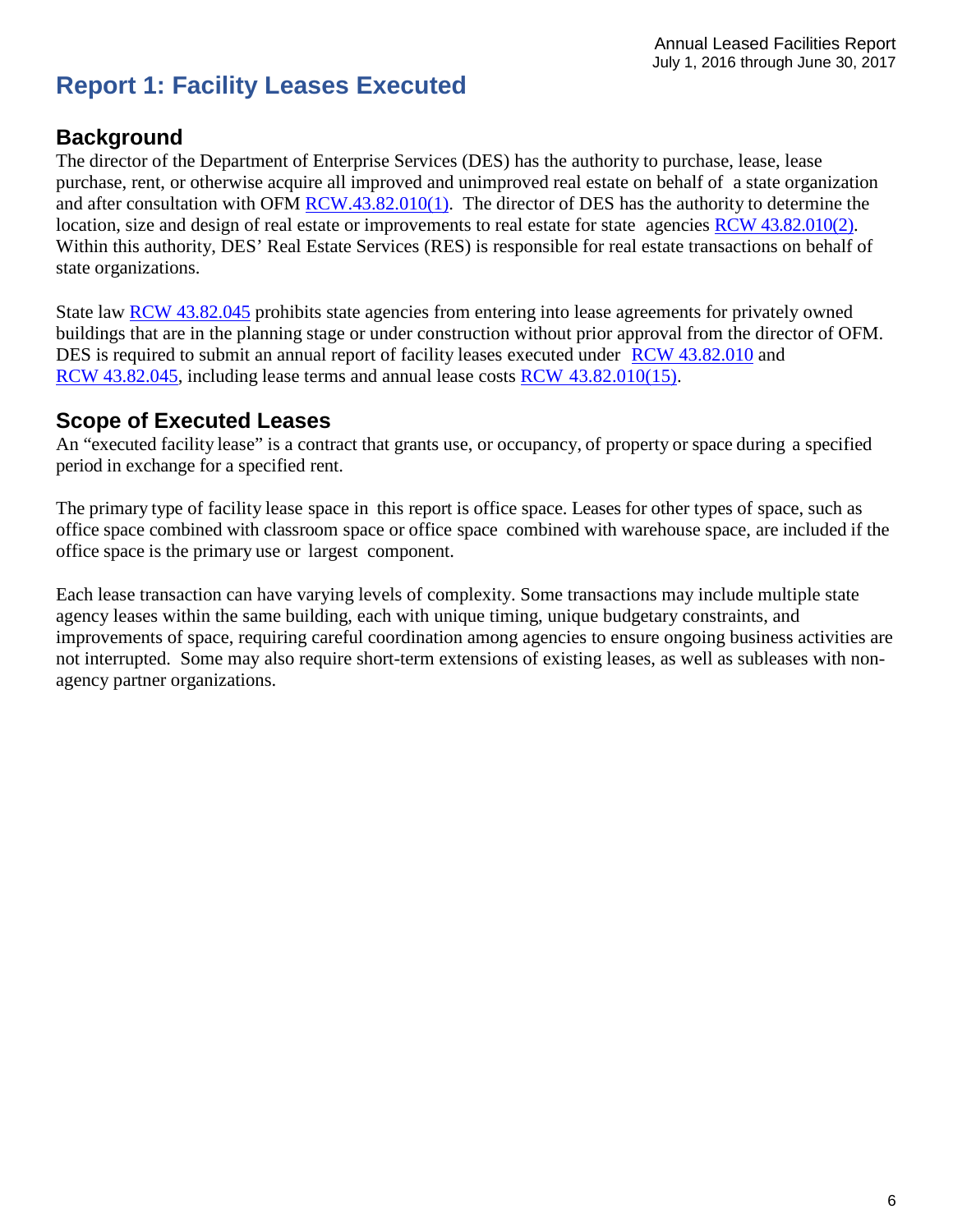# Report 1: Facility Leases Executed

## Background

The director of the Department of Enterprise Services (DES) has the authority to purchase, lease, lease purchase, rent, or otherwise acquire all improved and unimproved real estate on behalf of a state organization and after consultation with OFM RCW.43.82.010(1). The director of DES has the authority to determine the location, size and design of real estate or improvements to real estate for state agencies RCW 43.82.010(2). Within this authority, DES' Real Estate Services (RES) is responsible for real estate transactions on behalf of state organizations.

State law RCW 43.82.045 prohibits state agencies from entering into lease agreements for privately owned buildings that are in the planning stage or under construction without prior approval from the director of OFM. DES is required to submit an annual report of facility leases executed under RCW 43.82.010 and RCW 43.82.045, including lease terms and annual lease costs RCW 43.82.010(15).

## Scope of Executed Leases

An "executed facility lease" is a contract that grants use, or occupancy, of property or space during a specified period in exchange for a specified rent.

The primary type of facility lease space in this report is office space. Leases for other types of space, such as office space combined with classroom space or office space combined with warehouse space, are included if the office space is the primary use or largest component.

Each lease transaction can have varying levels of complexity. Some transactions may include multiple state agency leases within the same building, each with unique timing, unique budgetary constraints, and improvements of space, requiring careful coordination among agencies to ensure ongoing business activities are not interrupted. Some may also require short-term extensions of existing leases, as well as subleases with non-agency partner organizations.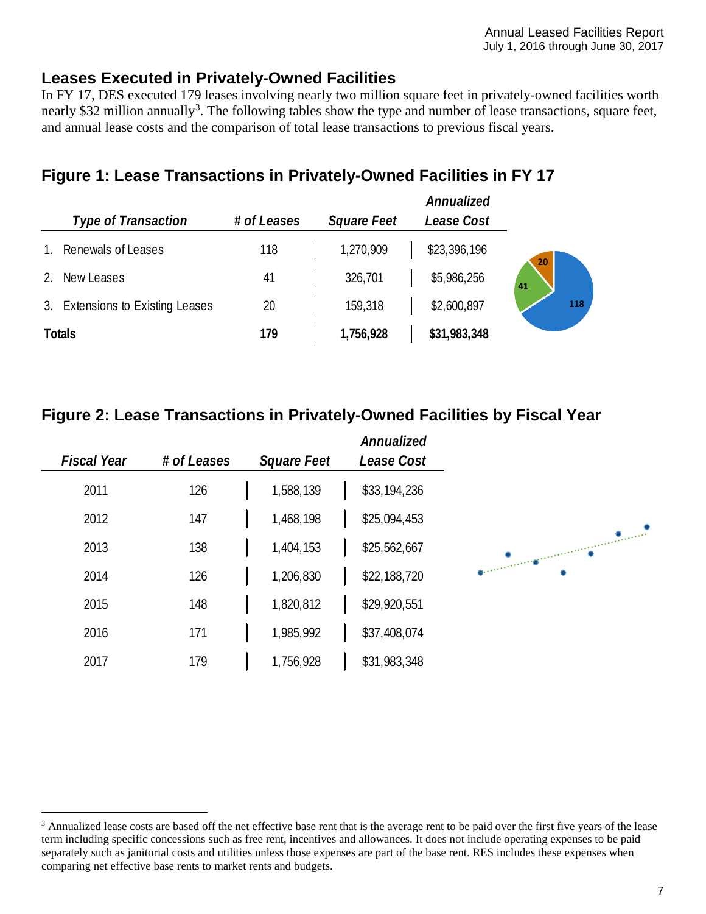## Leases Executed in Privately-Owned Facilities

In FY 17, DES executed 179 leases involving nearly two million square feet in privately-owned facilities worth nearly $32 million annually[3]. The following tables show the type and number of lease transactions, square feet, and annual lease costs and the comparison of total lease transactions to previous fiscal years.

### Figure 1: Lease Transactions in Privately-Owned Facilities in FY 17

| *Type of Transaction* | *# of Leases* | *Square Feet* | *Annualized Lease Cost* |
|---|---|---|---|
| 1. Renewals of Leases | 118 | 1,270,909 | $23,396,196 |
| 2. New Leases | 41 | 326,701 | $5,986,256 |
| 3. Extensions to Existing Leases | 20 | 159,318 | $2,600,897 |
| **Totals** | **179** | **1,756,928** | **$31,983,348** |

### Figure 2: Lease Transactions in Privately-Owned Facilities by Fiscal Year

| *Fiscal Year* | *# of Leases* | *Square Feet* | *Annualized Lease Cost* |
|---|---|---|---|
| 2011 | 126 | 1,588,139 | $33,194,236 |
| 2012 | 147 | 1,468,198 | $25,094,453 |
| 2013 | 138 | 1,404,153 | $25,562,667 |
| 2014 | 126 | 1,206,830 | $22,188,720 |
| 2015 | 148 | 1,820,812 | $29,920,551 |
| 2016 | 171 | 1,985,992 | $37,408,074 |
| 2017 | 179 | 1,756,928 | $31,983,348 |

---

[3] Annualized lease costs are based off the net effective base rent that is the average rent to be paid over the first five years of the lease term including specific concessions such as free rent, incentives and allowances. It does not include operating expenses to be paid separately such as janitorial costs and utilities unless those expenses are part of the base rent. RES includes these expenses when comparing net effective base rents to market rents and budgets.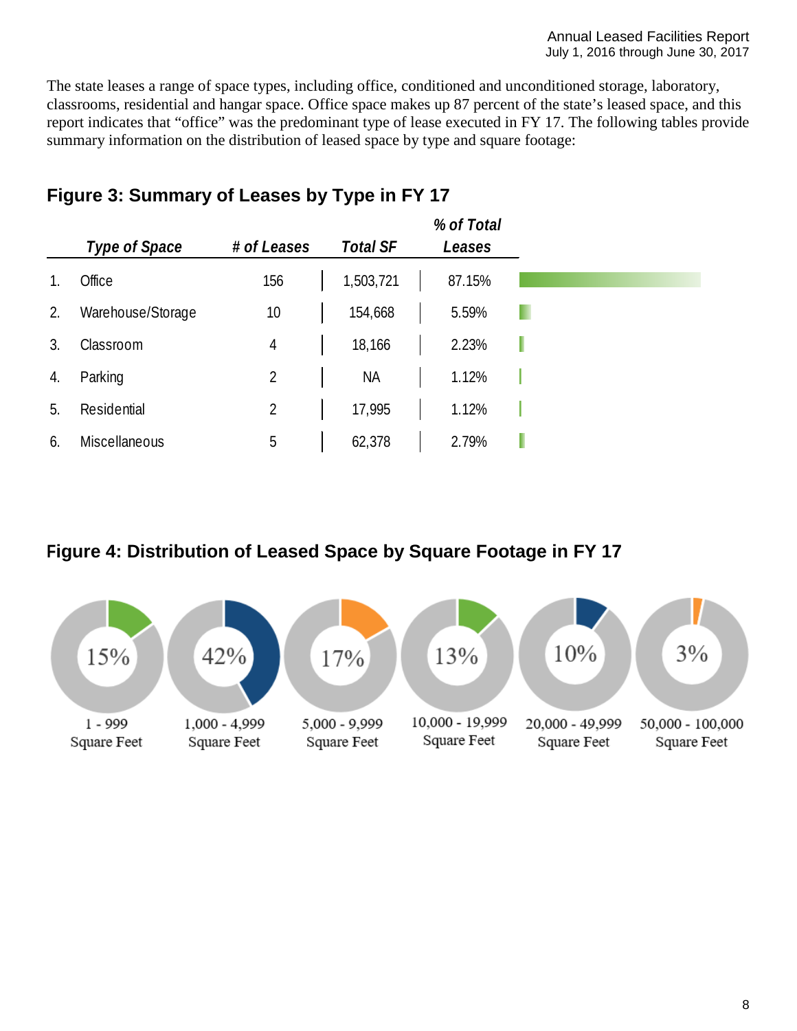The state leases a range of space types, including office, conditioned and unconditioned storage, laboratory, classrooms, residential and hangar space. Office space makes up 87 percent of the state's leased space, and this report indicates that "office" was the predominant type of lease executed in FY 17. The following tables provide summary information on the distribution of leased space by type and square footage:

## Figure 3: Summary of Leases by Type in FY 17

| | *Type of Space* | *# of Leases* | *Total SF* | *% of Total Leases* |
|---|---|---|---|---|
| 1. | Office | 156 | 1,503,721 | 87.15% |
| 2. | Warehouse/Storage | 10 | 154,668 | 5.59% |
| 3. | Classroom | 4 | 18,166 | 2.23% |
| 4. | Parking | 2 | NA | 1.12% |
| 5. | Residential | 2 | 17,995 | 1.12% |
| 6. | Miscellaneous | 5 | 62,378 | 2.79% |

## Figure 4: Distribution of Leased Space by Square Footage in FY 17

| Square Footage | Percentage |
|---|---|
| 1 - 999 Square Feet | 15% |
| 1,000 - 4,999 Square Feet | 42% |
| 5,000 - 9,999 Square Feet | 17% |
| 10,000 - 19,999 Square Feet | 13% |
| 20,000 - 49,999 Square Feet | 10% |
| 50,000 - 100,000 Square Feet | 3% |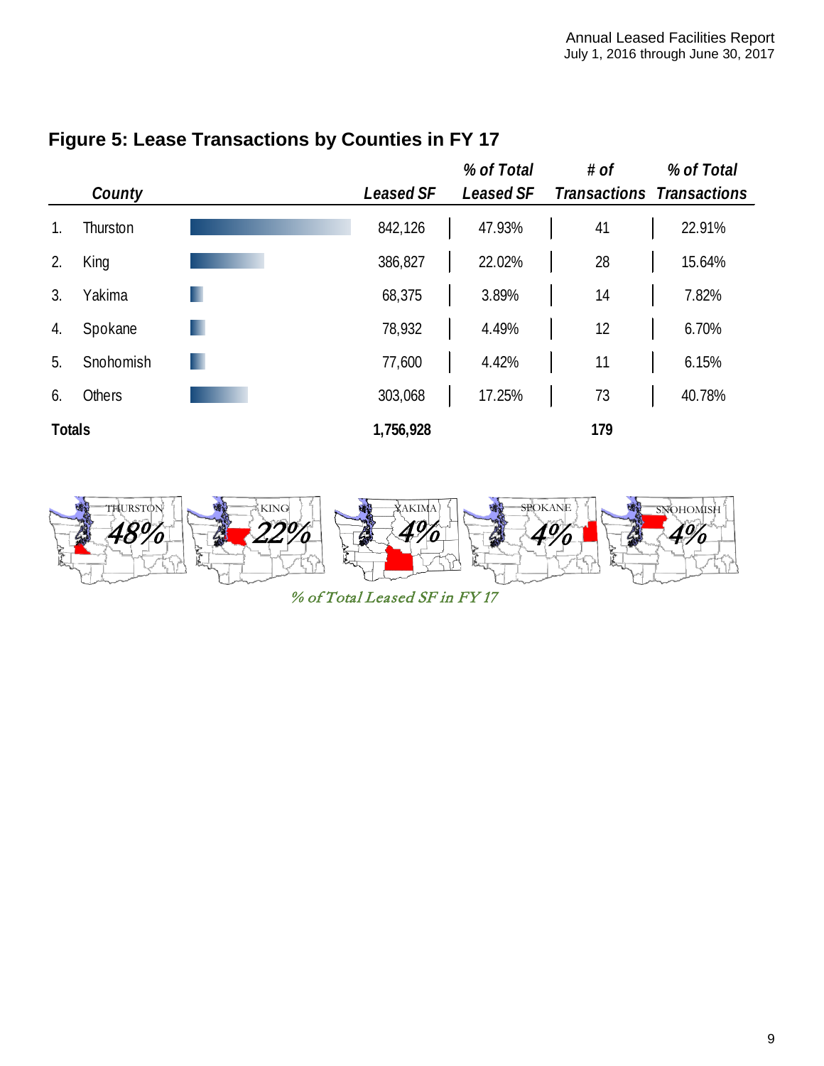## Figure 5: Lease Transactions by Counties in FY 17

| | County | Leased SF | % of Total Leased SF | # of Transactions | % of Total Transactions |
|---|---|---|---|---|---|
| 1. | Thurston | 842,126 | 47.93% | 41 | 22.91% |
| 2. | King | 386,827 | 22.02% | 28 | 15.64% |
| 3. | Yakima | 68,375 | 3.89% | 14 | 7.82% |
| 4. | Spokane | 78,932 | 4.49% | 12 | 6.70% |
| 5. | Snohomish | 77,600 | 4.42% | 11 | 6.15% |
| 6. | Others | 303,068 | 17.25% | 73 | 40.78% |
| **Totals** | | **1,756,928** | | **179** | |

THURSTON 48% | KING 22% | YAKIMA 4% | SPOKANE 4% | SNOHOMISH 4%

*% of Total Leased SF in FY 17*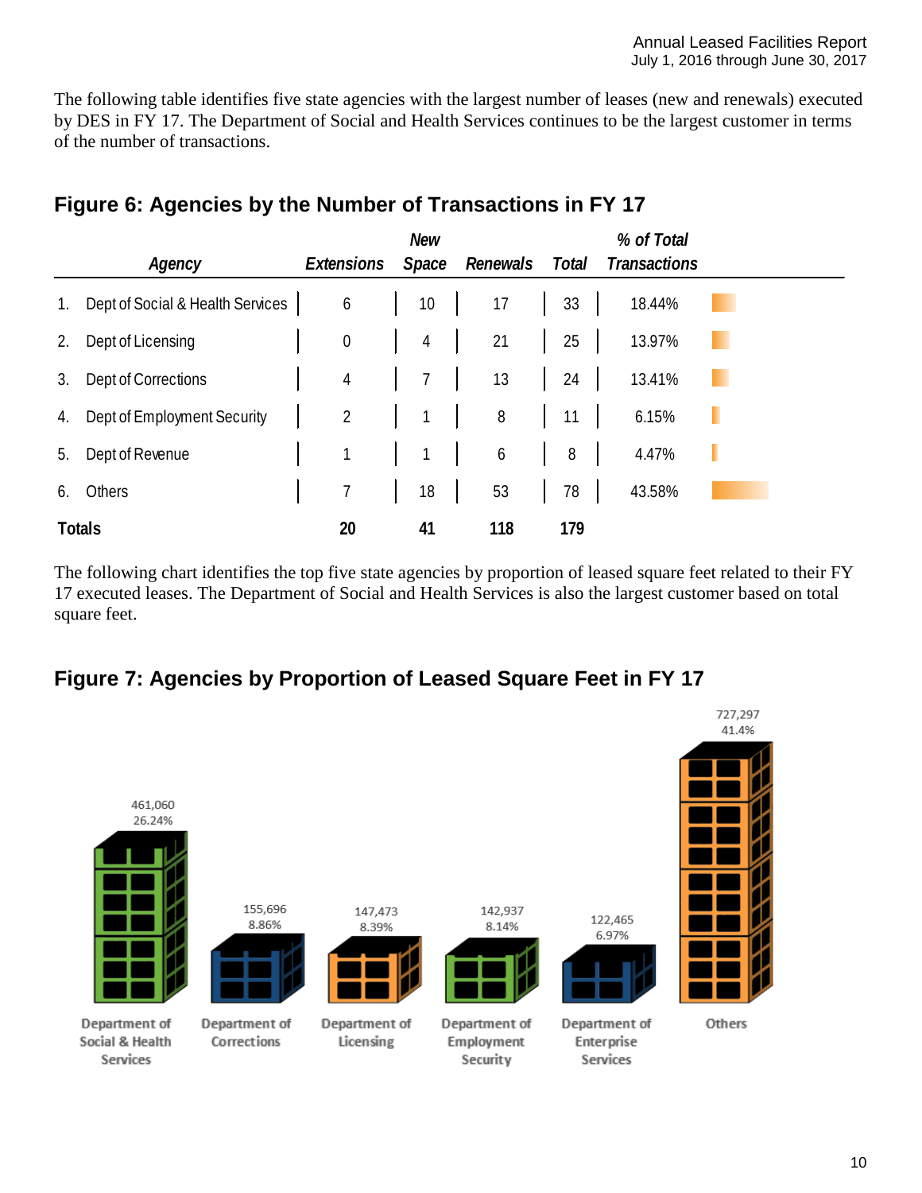The following table identifies five state agencies with the largest number of leases (new and renewals) executed by DES in FY 17. The Department of Social and Health Services continues to be the largest customer in terms of the number of transactions.

## Figure 6: Agencies by the Number of Transactions in FY 17

| | Agency | Extensions | New Space | Renewals | Total | % of Total Transactions |
|---|---|---|---|---|---|---|
| 1. | Dept of Social & Health Services | 6 | 10 | 17 | 33 | 18.44% |
| 2. | Dept of Licensing | 0 | 4 | 21 | 25 | 13.97% |
| 3. | Dept of Corrections | 4 | 7 | 13 | 24 | 13.41% |
| 4. | Dept of Employment Security | 2 | 1 | 8 | 11 | 6.15% |
| 5. | Dept of Revenue | 1 | 1 | 6 | 8 | 4.47% |
| 6. | Others | 7 | 18 | 53 | 78 | 43.58% |
| **Totals** | | **20** | **41** | **118** | **179** | |

The following chart identifies the top five state agencies by proportion of leased square feet related to their FY 17 executed leases. The Department of Social and Health Services is also the largest customer based on total square feet.

## Figure 7: Agencies by Proportion of Leased Square Feet in FY 17

| Agency | Square Feet | Percent |
|---|---|---|
| Department of Social & Health Services | 461,060 | 26.24% |
| Department of Corrections | 155,696 | 8.86% |
| Department of Licensing | 147,473 | 8.39% |
| Department of Employment Security | 142,937 | 8.14% |
| Department of Enterprise Services | 122,465 | 6.97% |
| Others | 727,297 | 41.4% |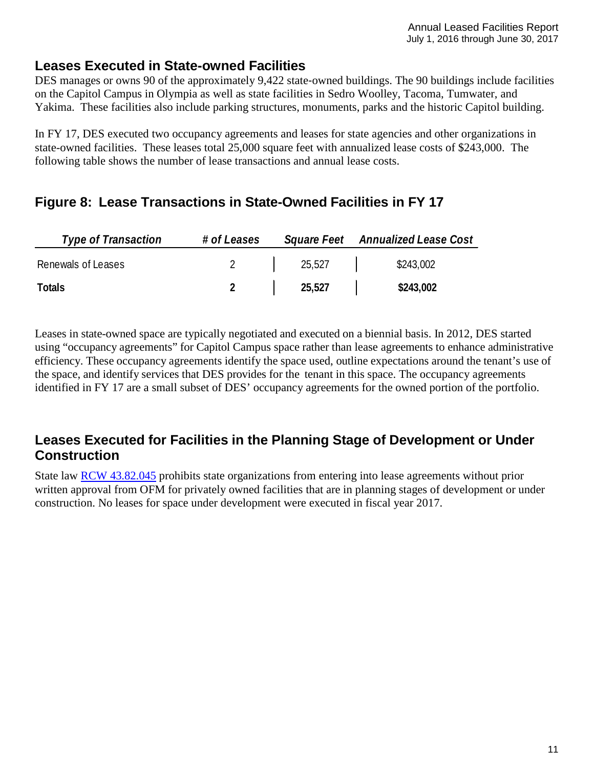## Leases Executed in State-owned Facilities

DES manages or owns 90 of the approximately 9,422 state-owned buildings. The 90 buildings include facilities on the Capitol Campus in Olympia as well as state facilities in Sedro Woolley, Tacoma, Tumwater, and Yakima. These facilities also include parking structures, monuments, parks and the historic Capitol building.

In FY 17, DES executed two occupancy agreements and leases for state agencies and other organizations in state-owned facilities. These leases total 25,000 square feet with annualized lease costs of $243,000. The following table shows the number of lease transactions and annual lease costs.

## Figure 8: Lease Transactions in State-Owned Facilities in FY 17

| *Type of Transaction* | *# of Leases* | *Square Feet* | *Annualized Lease Cost* |
|---|---|---|---|
| Renewals of Leases | 2 | 25,527 | $243,002 |
| **Totals** | **2** | **25,527** | **$243,002** |

Leases in state-owned space are typically negotiated and executed on a biennial basis. In 2012, DES started using "occupancy agreements" for Capitol Campus space rather than lease agreements to enhance administrative efficiency. These occupancy agreements identify the space used, outline expectations around the tenant's use of the space, and identify services that DES provides for the tenant in this space. The occupancy agreements identified in FY 17 are a small subset of DES' occupancy agreements for the owned portion of the portfolio.

## Leases Executed for Facilities in the Planning Stage of Development or Under Construction

State law RCW 43.82.045 prohibits state organizations from entering into lease agreements without prior written approval from OFM for privately owned facilities that are in planning stages of development or under construction. No leases for space under development were executed in fiscal year 2017.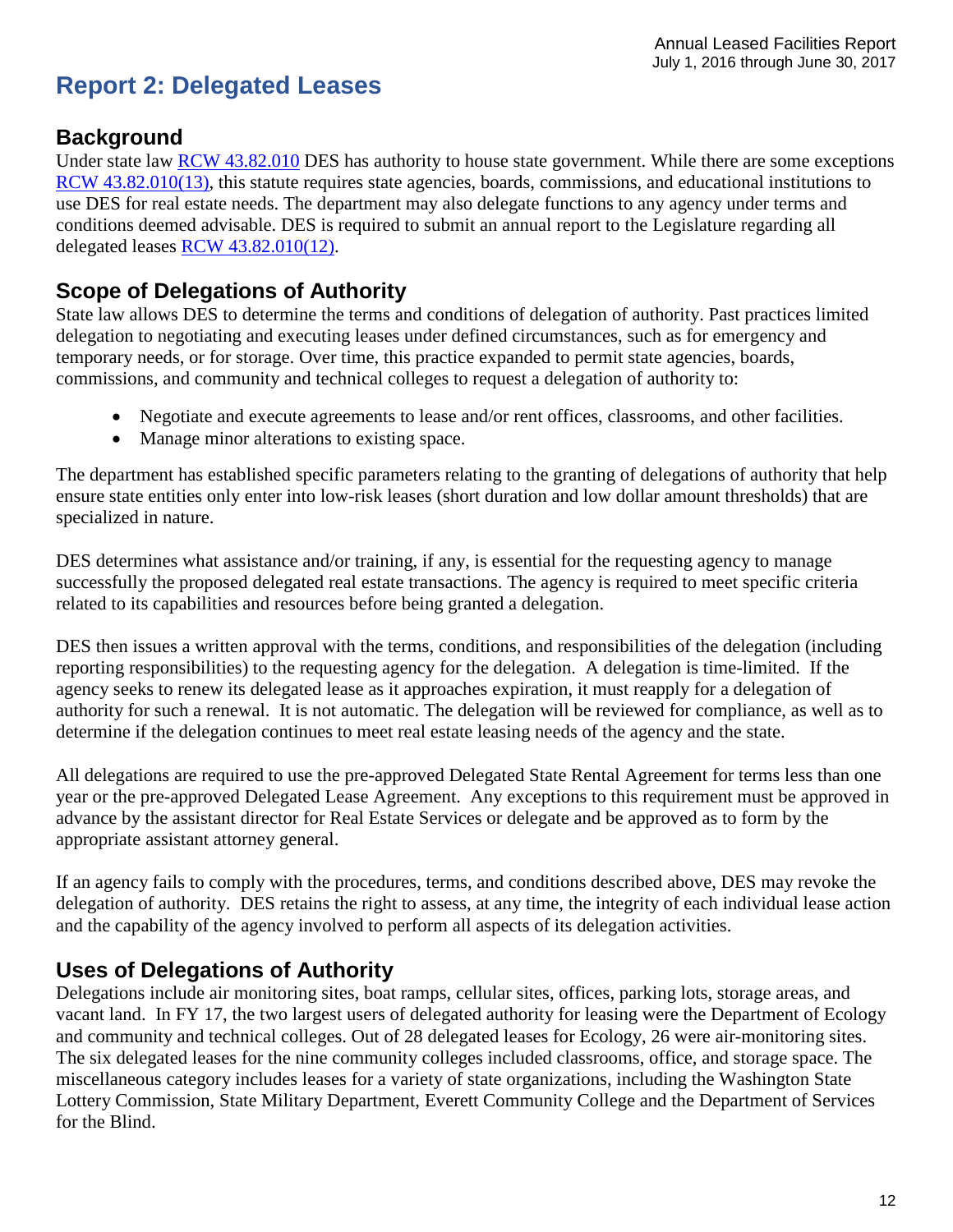# Report 2: Delegated Leases

## Background

Under state law [RCW 43.82.010](#) DES has authority to house state government. While there are some exceptions [RCW 43.82.010(13)](#), this statute requires state agencies, boards, commissions, and educational institutions to use DES for real estate needs. The department may also delegate functions to any agency under terms and conditions deemed advisable. DES is required to submit an annual report to the Legislature regarding all delegated leases [RCW 43.82.010(12)](#).

## Scope of Delegations of Authority

State law allows DES to determine the terms and conditions of delegation of authority. Past practices limited delegation to negotiating and executing leases under defined circumstances, such as for emergency and temporary needs, or for storage. Over time, this practice expanded to permit state agencies, boards, commissions, and community and technical colleges to request a delegation of authority to:

- Negotiate and execute agreements to lease and/or rent offices, classrooms, and other facilities.
- Manage minor alterations to existing space.

The department has established specific parameters relating to the granting of delegations of authority that help ensure state entities only enter into low-risk leases (short duration and low dollar amount thresholds) that are specialized in nature.

DES determines what assistance and/or training, if any, is essential for the requesting agency to manage successfully the proposed delegated real estate transactions. The agency is required to meet specific criteria related to its capabilities and resources before being granted a delegation.

DES then issues a written approval with the terms, conditions, and responsibilities of the delegation (including reporting responsibilities) to the requesting agency for the delegation. A delegation is time-limited. If the agency seeks to renew its delegated lease as it approaches expiration, it must reapply for a delegation of authority for such a renewal. It is not automatic. The delegation will be reviewed for compliance, as well as to determine if the delegation continues to meet real estate leasing needs of the agency and the state.

All delegations are required to use the pre-approved Delegated State Rental Agreement for terms less than one year or the pre-approved Delegated Lease Agreement. Any exceptions to this requirement must be approved in advance by the assistant director for Real Estate Services or delegate and be approved as to form by the appropriate assistant attorney general.

If an agency fails to comply with the procedures, terms, and conditions described above, DES may revoke the delegation of authority. DES retains the right to assess, at any time, the integrity of each individual lease action and the capability of the agency involved to perform all aspects of its delegation activities.

## Uses of Delegations of Authority

Delegations include air monitoring sites, boat ramps, cellular sites, offices, parking lots, storage areas, and vacant land. In FY 17, the two largest users of delegated authority for leasing were the Department of Ecology and community and technical colleges. Out of 28 delegated leases for Ecology, 26 were air-monitoring sites. The six delegated leases for the nine community colleges included classrooms, office, and storage space. The miscellaneous category includes leases for a variety of state organizations, including the Washington State Lottery Commission, State Military Department, Everett Community College and the Department of Services for the Blind.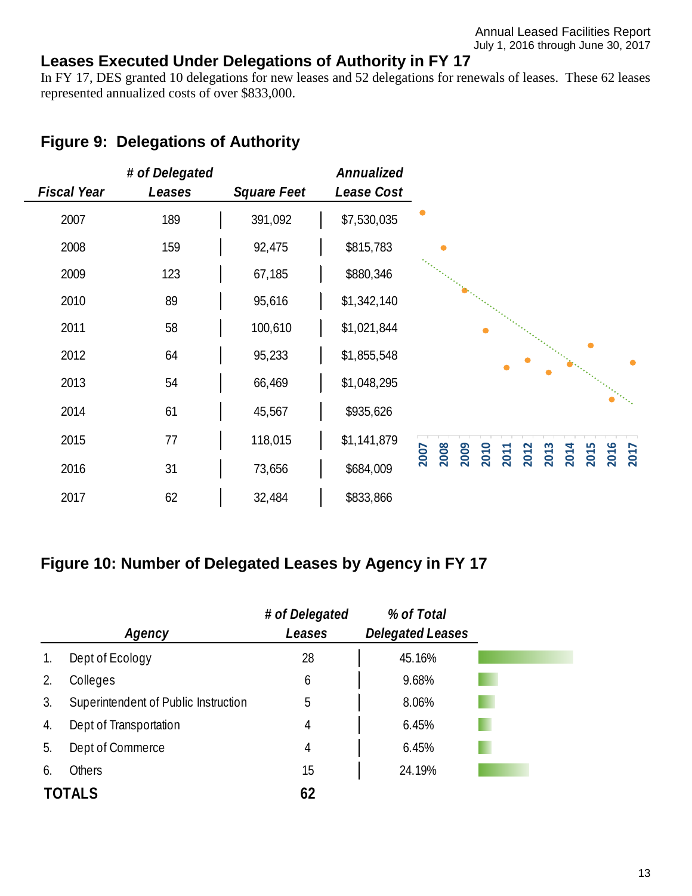## Leases Executed Under Delegations of Authority in FY 17

In FY 17, DES granted 10 delegations for new leases and 52 delegations for renewals of leases. These 62 leases represented annualized costs of over $833,000.

### Figure 9: Delegations of Authority

| *Fiscal Year* | *# of Delegated Leases* | *Square Feet* | *Annualized Lease Cost* |
|---|---|---|---|
| 2007 | 189 | 391,092 | $7,530,035 |
| 2008 | 159 | 92,475 | $815,783 |
| 2009 | 123 | 67,185 | $880,346 |
| 2010 | 89 | 95,616 | $1,342,140 |
| 2011 | 58 | 100,610 | $1,021,844 |
| 2012 | 64 | 95,233 | $1,855,548 |
| 2013 | 54 | 66,469 | $1,048,295 |
| 2014 | 61 | 45,567 | $935,626 |
| 2015 | 77 | 118,015 | $1,141,879 |
| 2016 | 31 | 73,656 | $684,009 |
| 2017 | 62 | 32,484 | $833,866 |

### Figure 10: Number of Delegated Leases by Agency in FY 17

| | *Agency* | *# of Delegated Leases* | *% of Total Delegated Leases* |
|---|---|---|---|
| 1. | Dept of Ecology | 28 | 45.16% |
| 2. | Colleges | 6 | 9.68% |
| 3. | Superintendent of Public Instruction | 5 | 8.06% |
| 4. | Dept of Transportation | 4 | 6.45% |
| 5. | Dept of Commerce | 4 | 6.45% |
| 6. | Others | 15 | 24.19% |
| **TOTALS** | | **62** | |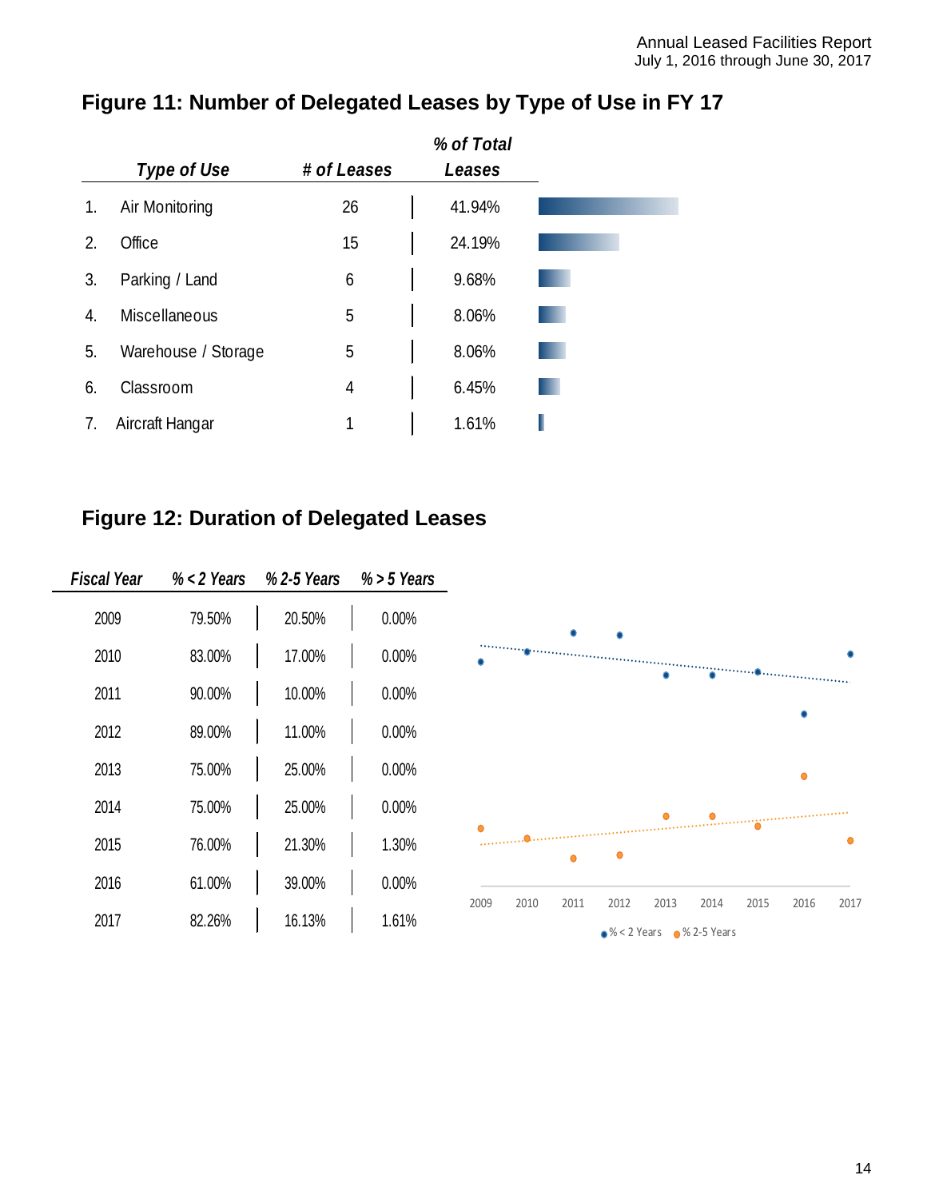## Figure 11: Number of Delegated Leases by Type of Use in FY 17

| | *Type of Use* | *# of Leases* | *% of Total Leases* |
|---|---|---|---|
| 1. | Air Monitoring | 26 | 41.94% |
| 2. | Office | 15 | 24.19% |
| 3. | Parking / Land | 6 | 9.68% |
| 4. | Miscellaneous | 5 | 8.06% |
| 5. | Warehouse / Storage | 5 | 8.06% |
| 6. | Classroom | 4 | 6.45% |
| 7. | Aircraft Hangar | 1 | 1.61% |

## Figure 12: Duration of Delegated Leases

| *Fiscal Year* | *% < 2 Years* | *% 2-5 Years* | *% > 5 Years* |
|---|---|---|---|
| 2009 | 79.50% | 20.50% | 0.00% |
| 2010 | 83.00% | 17.00% | 0.00% |
| 2011 | 90.00% | 10.00% | 0.00% |
| 2012 | 89.00% | 11.00% | 0.00% |
| 2013 | 75.00% | 25.00% | 0.00% |
| 2014 | 75.00% | 25.00% | 0.00% |
| 2015 | 76.00% | 21.30% | 1.30% |
| 2016 | 61.00% | 39.00% | 0.00% |
| 2017 | 82.26% | 16.13% | 1.61% |

2009 2010 2011 2012 2013 2014 2015 2016 2017

% < 2 Years % 2-5 Years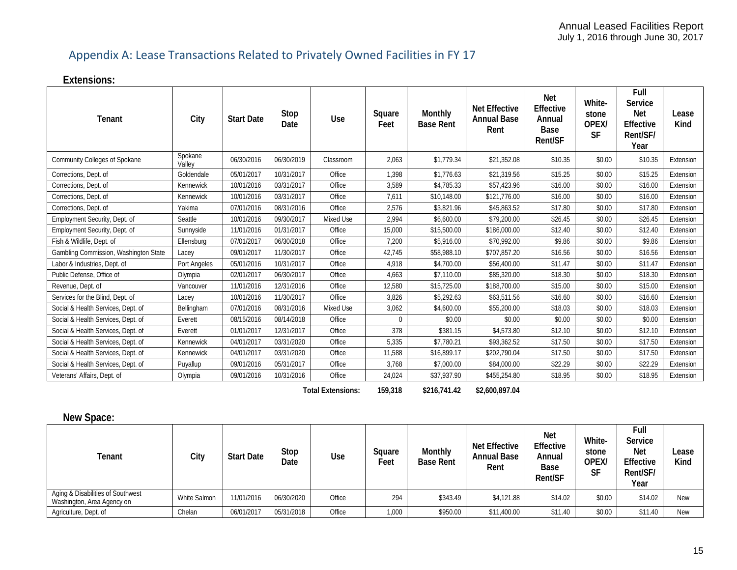## Appendix A: Lease Transactions Related to Privately Owned Facilities in FY 17

### Extensions:

| Tenant | City | Start Date | Stop Date | Use | Square Feet | Monthly Base Rent | Net Effective Annual Base Rent | Net Effective Annual Base Rent/SF | White-stone OPEX/ SF | Full Service Net Effective Rent/SF/ Year | Lease Kind |
|---|---|---|---|---|---|---|---|---|---|---|---|
| Community Colleges of Spokane | Spokane Valley | 06/30/2016 | 06/30/2019 | Classroom | 2,063 | $1,779.34 | $21,352.08 | $10.35 | $0.00 | $10.35 | Extension |
| Corrections, Dept. of | Goldendale | 05/01/2017 | 10/31/2017 | Office | 1,398 | $1,776.63 | $21,319.56 | $15.25 | $0.00 | $15.25 | Extension |
| Corrections, Dept. of | Kennewick | 10/01/2016 | 03/31/2017 | Office | 3,589 | $4,785.33 | $57,423.96 | $16.00 | $0.00 | $16.00 | Extension |
| Corrections, Dept. of | Kennewick | 10/01/2016 | 03/31/2017 | Office | 7,611 | $10,148.00 | $121,776.00 | $16.00 | $0.00 | $16.00 | Extension |
| Corrections, Dept. of | Yakima | 07/01/2016 | 08/31/2016 | Office | 2,576 | $3,821.96 | $45,863.52 | $17.80 | $0.00 | $17.80 | Extension |
| Employment Security, Dept. of | Seattle | 10/01/2016 | 09/30/2017 | Mixed Use | 2,994 | $6,600.00 | $79,200.00 | $26.45 | $0.00 | $26.45 | Extension |
| Employment Security, Dept. of | Sunnyside | 11/01/2016 | 01/31/2017 | Office | 15,000 | $15,500.00 | $186,000.00 | $12.40 | $0.00 | $12.40 | Extension |
| Fish & Wildlife, Dept. of | Ellensburg | 07/01/2017 | 06/30/2018 | Office | 7,200 | $5,916.00 | $70,992.00 | $9.86 | $0.00 | $9.86 | Extension |
| Gambling Commission, Washington State | Lacey | 09/01/2017 | 11/30/2017 | Office | 42,745 | $58,988.10 | $707,857.20 | $16.56 | $0.00 | $16.56 | Extension |
| Labor & Industries, Dept. of | Port Angeles | 05/01/2016 | 10/31/2017 | Office | 4,918 | $4,700.00 | $56,400.00 | $11.47 | $0.00 | $11.47 | Extension |
| Public Defense, Office of | Olympia | 02/01/2017 | 06/30/2017 | Office | 4,663 | $7,110.00 | $85,320.00 | $18.30 | $0.00 | $18.30 | Extension |
| Revenue, Dept. of | Vancouver | 11/01/2016 | 12/31/2016 | Office | 12,580 | $15,725.00 | $188,700.00 | $15.00 | $0.00 | $15.00 | Extension |
| Services for the Blind, Dept. of | Lacey | 10/01/2016 | 11/30/2017 | Office | 3,826 | $5,292.63 | $63,511.56 | $16.60 | $0.00 | $16.60 | Extension |
| Social & Health Services, Dept. of | Bellingham | 07/01/2016 | 08/31/2016 | Mixed Use | 3,062 | $4,600.00 | $55,200.00 | $18.03 | $0.00 | $18.03 | Extension |
| Social & Health Services, Dept. of | Everett | 08/15/2016 | 08/14/2018 | Office | 0 | $0.00 | $0.00 | $0.00 | $0.00 | $0.00 | Extension |
| Social & Health Services, Dept. of | Everett | 01/01/2017 | 12/31/2017 | Office | 378 | $381.15 | $4,573.80 | $12.10 | $0.00 | $12.10 | Extension |
| Social & Health Services, Dept. of | Kennewick | 04/01/2017 | 03/31/2020 | Office | 5,335 | $7,780.21 | $93,362.52 | $17.50 | $0.00 | $17.50 | Extension |
| Social & Health Services, Dept. of | Kennewick | 04/01/2017 | 03/31/2020 | Office | 11,588 | $16,899.17 | $202,790.04 | $17.50 | $0.00 | $17.50 | Extension |
| Social & Health Services, Dept. of | Puyallup | 09/01/2016 | 05/31/2017 | Office | 3,768 | $7,000.00 | $84,000.00 | $22.29 | $0.00 | $22.29 | Extension |
| Veterans' Affairs, Dept. of | Olympia | 09/01/2016 | 10/31/2016 | Office | 24,024 | $37,937.90 | $455,254.80 | $18.95 | $0.00 | $18.95 | Extension |
| | | | | **Total Extensions:** | **159,318** | **$216,741.42** | **$2,600,897.04** | | | | |

### New Space:

| Tenant | City | Start Date | Stop Date | Use | Square Feet | Monthly Base Rent | Net Effective Annual Base Rent | Net Effective Annual Base Rent/SF | White-stone OPEX/ SF | Full Service Net Effective Rent/SF/ Year | Lease Kind |
|---|---|---|---|---|---|---|---|---|---|---|---|
| Aging & Disabilities of Southwest Washington, Area Agency on | White Salmon | 11/01/2016 | 06/30/2020 | Office | 294 | $343.49 | $4,121.88 | $14.02 | $0.00 | $14.02 | New |
| Agriculture, Dept. of | Chelan | 06/01/2017 | 05/31/2018 | Office | 1,000 | $950.00 | $11,400.00 | $11.40 | $0.00 | $11.40 | New |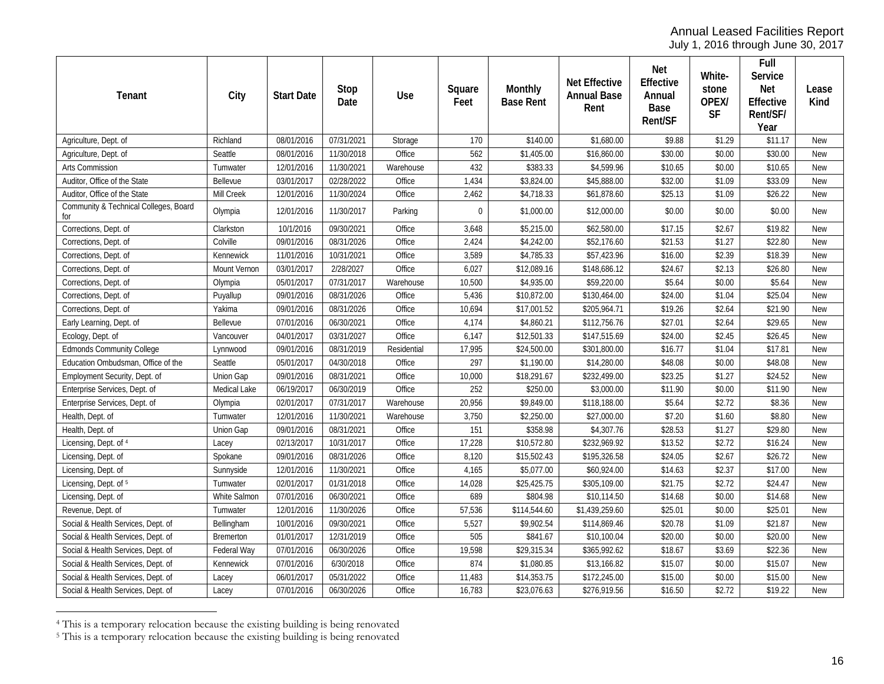Annual Leased Facilities Report
July 1, 2016 through June 30, 2017

| Tenant | City | Start Date | Stop Date | Use | Square Feet | Monthly Base Rent | Net Effective Annual Base Rent | Net Effective Annual Base Rent/SF | White-stone OPEX/ SF | Full Service Net Effective Rent/SF/ Year | Lease Kind |
|---|---|---|---|---|---|---|---|---|---|---|---|
| Agriculture, Dept. of | Richland | 08/01/2016 | 07/31/2021 | Storage | 170 | $140.00 | $1,680.00 | $9.88 | $1.29 | $11.17 | New |
| Agriculture, Dept. of | Seattle | 08/01/2016 | 11/30/2018 | Office | 562 | $1,405.00 | $16,860.00 | $30.00 | $0.00 | $30.00 | New |
| Arts Commission | Tumwater | 12/01/2016 | 11/30/2021 | Warehouse | 432 | $383.33 | $4,599.96 | $10.65 | $0.00 | $10.65 | New |
| Auditor, Office of the State | Bellevue | 03/01/2017 | 02/28/2022 | Office | 1,434 | $3,824.00 | $45,888.00 | $32.00 | $1.09 | $33.09 | New |
| Auditor, Office of the State | Mill Creek | 12/01/2016 | 11/30/2024 | Office | 2,462 | $4,718.33 | $61,878.60 | $25.13 | $1.09 | $26.22 | New |
| Community & Technical Colleges, Board for | Olympia | 12/01/2016 | 11/30/2017 | Parking | 0 | $1,000.00 | $12,000.00 | $0.00 | $0.00 | $0.00 | New |
| Corrections, Dept. of | Clarkston | 10/1/2016 | 09/30/2021 | Office | 3,648 | $5,215.00 | $62,580.00 | $17.15 | $2.67 | $19.82 | New |
| Corrections, Dept. of | Colville | 09/01/2016 | 08/31/2026 | Office | 2,424 | $4,242.00 | $52,176.60 | $21.53 | $1.27 | $22.80 | New |
| Corrections, Dept. of | Kennewick | 11/01/2016 | 10/31/2021 | Office | 3,589 | $4,785.33 | $57,423.96 | $16.00 | $2.39 | $18.39 | New |
| Corrections, Dept. of | Mount Vernon | 03/01/2017 | 2/28/2027 | Office | 6,027 | $12,089.16 | $148,686.12 | $24.67 | $2.13 | $26.80 | New |
| Corrections, Dept. of | Olympia | 05/01/2017 | 07/31/2017 | Warehouse | 10,500 | $4,935.00 | $59,220.00 | $5.64 | $0.00 | $5.64 | New |
| Corrections, Dept. of | Puyallup | 09/01/2016 | 08/31/2026 | Office | 5,436 | $10,872.00 | $130,464.00 | $24.00 | $1.04 | $25.04 | New |
| Corrections, Dept. of | Yakima | 09/01/2016 | 08/31/2026 | Office | 10,694 | $17,001.52 | $205,964.71 | $19.26 | $2.64 | $21.90 | New |
| Early Learning, Dept. of | Bellevue | 07/01/2016 | 06/30/2021 | Office | 4,174 | $4,860.21 | $112,756.76 | $27.01 | $2.64 | $29.65 | New |
| Ecology, Dept. of | Vancouver | 04/01/2017 | 03/31/2027 | Office | 6,147 | $12,501.33 | $147,515.69 | $24.00 | $2.45 | $26.45 | New |
| Edmonds Community College | Lynnwood | 09/01/2016 | 08/31/2019 | Residential | 17,995 | $24,500.00 | $301,800.00 | $16.77 | $1.04 | $17.81 | New |
| Education Ombudsman, Office of the | Seattle | 05/01/2017 | 04/30/2018 | Office | 297 | $1,190.00 | $14,280.00 | $48.08 | $0.00 | $48.08 | New |
| Employment Security, Dept. of | Union Gap | 09/01/2016 | 08/31/2021 | Office | 10,000 | $18,291.67 | $232,499.00 | $23.25 | $1.27 | $24.52 | New |
| Enterprise Services, Dept. of | Medical Lake | 06/19/2017 | 06/30/2019 | Office | 252 | $250.00 | $3,000.00 | $11.90 | $0.00 | $11.90 | New |
| Enterprise Services, Dept. of | Olympia | 02/01/2017 | 07/31/2017 | Warehouse | 20,956 | $9,849.00 | $118,188.00 | $5.64 | $2.72 | $8.36 | New |
| Health, Dept. of | Tumwater | 12/01/2016 | 11/30/2021 | Warehouse | 3,750 | $2,250.00 | $27,000.00 | $7.20 | $1.60 | $8.80 | New |
| Health, Dept. of | Union Gap | 09/01/2016 | 08/31/2021 | Office | 151 | $358.98 | $4,307.76 | $28.53 | $1.27 | $29.80 | New |
| Licensing, Dept. of [4] | Lacey | 02/13/2017 | 10/31/2017 | Office | 17,228 | $10,572.80 | $232,969.92 | $13.52 | $2.72 | $16.24 | New |
| Licensing, Dept. of | Spokane | 09/01/2016 | 08/31/2026 | Office | 8,120 | $15,502.43 | $195,326.58 | $24.05 | $2.67 | $26.72 | New |
| Licensing, Dept. of | Sunnyside | 12/01/2016 | 11/30/2021 | Office | 4,165 | $5,077.00 | $60,924.00 | $14.63 | $2.37 | $17.00 | New |
| Licensing, Dept. of [5] | Tumwater | 02/01/2017 | 01/31/2018 | Office | 14,028 | $25,425.75 | $305,109.00 | $21.75 | $2.72 | $24.47 | New |
| Licensing, Dept. of | White Salmon | 07/01/2016 | 06/30/2021 | Office | 689 | $804.98 | $10,114.50 | $14.68 | $0.00 | $14.68 | New |
| Revenue, Dept. of | Tumwater | 12/01/2016 | 11/30/2026 | Office | 57,536 | $114,544.60 | $1,439,259.60 | $25.01 | $0.00 | $25.01 | New |
| Social & Health Services, Dept. of | Bellingham | 10/01/2016 | 09/30/2021 | Office | 5,527 | $9,902.54 | $114,869.46 | $20.78 | $1.09 | $21.87 | New |
| Social & Health Services, Dept. of | Bremerton | 01/01/2017 | 12/31/2019 | Office | 505 | $841.67 | $10,100.04 | $20.00 | $0.00 | $20.00 | New |
| Social & Health Services, Dept. of | Federal Way | 07/01/2016 | 06/30/2026 | Office | 19,598 | $29,315.34 | $365,992.62 | $18.67 | $3.69 | $22.36 | New |
| Social & Health Services, Dept. of | Kennewick | 07/01/2016 | 6/30/2018 | Office | 874 | $1,080.85 | $13,166.82 | $15.07 | $0.00 | $15.07 | New |
| Social & Health Services, Dept. of | Lacey | 06/01/2017 | 05/31/2022 | Office | 11,483 | $14,353.75 | $172,245.00 | $15.00 | $0.00 | $15.00 | New |
| Social & Health Services, Dept. of | Lacey | 07/01/2016 | 06/30/2026 | Office | 16,783 | $23,076.63 | $276,919.56 | $16.50 | $2.72 | $19.22 | New |

[4] This is a temporary relocation because the existing building is being renovated
[5] This is a temporary relocation because the existing building is being renovated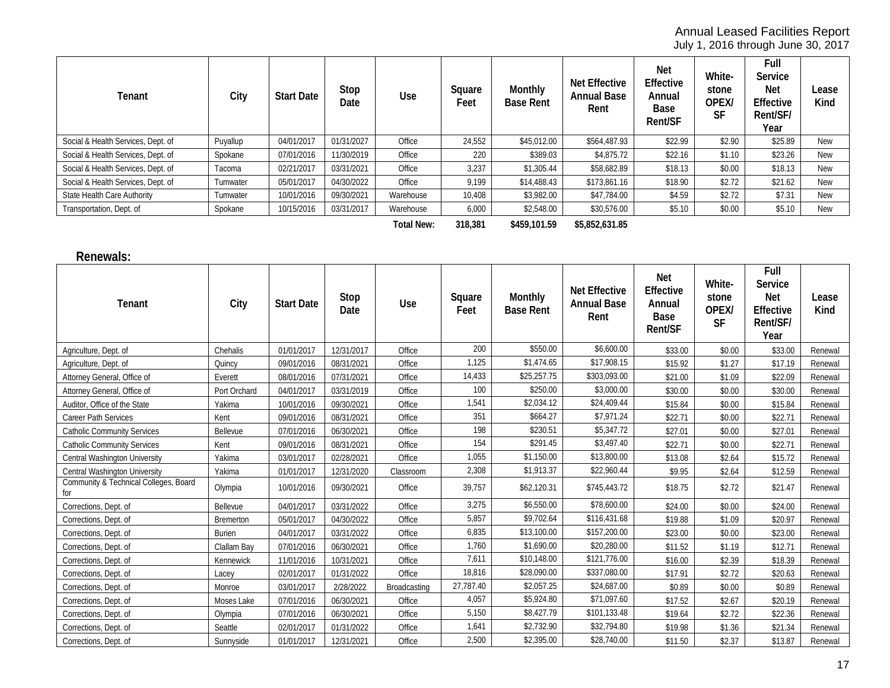Annual Leased Facilities Report
July 1, 2016 through June 30, 2017

| Tenant | City | Start Date | Stop Date | Use | Square Feet | Monthly Base Rent | Net Effective Annual Base Rent | Net Effective Annual Base Rent/SF | White-stone OPEX/ SF | Full Service Net Effective Rent/SF/ Year | Lease Kind |
|---|---|---|---|---|---|---|---|---|---|---|---|
| Social & Health Services, Dept. of | Puyallup | 04/01/2017 | 01/31/2027 | Office | 24,552 | $45,012.00 | $564,487.93 | $22.99 | $2.90 | $25.89 | New |
| Social & Health Services, Dept. of | Spokane | 07/01/2016 | 11/30/2019 | Office | 220 | $389.03 | $4,875.72 | $22.16 | $1.10 | $23.26 | New |
| Social & Health Services, Dept. of | Tacoma | 02/21/2017 | 03/31/2021 | Office | 3,237 | $1,305.44 | $58,682.89 | $18.13 | $0.00 | $18.13 | New |
| Social & Health Services, Dept. of | Tumwater | 05/01/2017 | 04/30/2022 | Office | 9,199 | $14,488.43 | $173,861.16 | $18.90 | $2.72 | $21.62 | New |
| State Health Care Authority | Tumwater | 10/01/2016 | 09/30/2021 | Warehouse | 10,408 | $3,982.00 | $47,784.00 | $4.59 | $2.72 | $7.31 | New |
| Transportation, Dept. of | Spokane | 10/15/2016 | 03/31/2017 | Warehouse | 6,000 | $2,548.00 | $30,576.00 | $5.10 | $0.00 | $5.10 | New |
| | | | | **Total New:** | **318,381** | **$459,101.59** | **$5,852,631.85** | | | | |

## Renewals:

| Tenant | City | Start Date | Stop Date | Use | Square Feet | Monthly Base Rent | Net Effective Annual Base Rent | Net Effective Annual Base Rent/SF | White-stone OPEX/ SF | Full Service Net Effective Rent/SF/ Year | Lease Kind |
|---|---|---|---|---|---|---|---|---|---|---|---|
| Agriculture, Dept. of | Chehalis | 01/01/2017 | 12/31/2017 | Office | 200 | $550.00 | $6,600.00 | $33.00 | $0.00 | $33.00 | Renewal |
| Agriculture, Dept. of | Quincy | 09/01/2016 | 08/31/2021 | Office | 1,125 | $1,474.65 | $17,908.15 | $15.92 | $1.27 | $17.19 | Renewal |
| Attorney General, Office of | Everett | 08/01/2016 | 07/31/2021 | Office | 14,433 | $25,257.75 | $303,093.00 | $21.00 | $1.09 | $22.09 | Renewal |
| Attorney General, Office of | Port Orchard | 04/01/2017 | 03/31/2019 | Office | 100 | $250.00 | $3,000.00 | $30.00 | $0.00 | $30.00 | Renewal |
| Auditor, Office of the State | Yakima | 10/01/2016 | 09/30/2021 | Office | 1,541 | $2,034.12 | $24,409.44 | $15.84 | $0.00 | $15.84 | Renewal |
| Career Path Services | Kent | 09/01/2016 | 08/31/2021 | Office | 351 | $664.27 | $7,971.24 | $22.71 | $0.00 | $22.71 | Renewal |
| Catholic Community Services | Bellevue | 07/01/2016 | 06/30/2021 | Office | 198 | $230.51 | $5,347.72 | $27.01 | $0.00 | $27.01 | Renewal |
| Catholic Community Services | Kent | 09/01/2016 | 08/31/2021 | Office | 154 | $291.45 | $3,497.40 | $22.71 | $0.00 | $22.71 | Renewal |
| Central Washington University | Yakima | 03/01/2017 | 02/28/2021 | Office | 1,055 | $1,150.00 | $13,800.00 | $13.08 | $2.64 | $15.72 | Renewal |
| Central Washington University | Yakima | 01/01/2017 | 12/31/2020 | Classroom | 2,308 | $1,913.37 | $22,960.44 | $9.95 | $2.64 | $12.59 | Renewal |
| Community & Technical Colleges, Board for | Olympia | 10/01/2016 | 09/30/2021 | Office | 39,757 | $62,120.31 | $745,443.72 | $18.75 | $2.72 | $21.47 | Renewal |
| Corrections, Dept. of | Bellevue | 04/01/2017 | 03/31/2022 | Office | 3,275 | $6,550.00 | $78,600.00 | $24.00 | $0.00 | $24.00 | Renewal |
| Corrections, Dept. of | Bremerton | 05/01/2017 | 04/30/2022 | Office | 5,857 | $9,702.64 | $116,431.68 | $19.88 | $1.09 | $20.97 | Renewal |
| Corrections, Dept. of | Burien | 04/01/2017 | 03/31/2022 | Office | 6,835 | $13,100.00 | $157,200.00 | $23.00 | $0.00 | $23.00 | Renewal |
| Corrections, Dept. of | Clallam Bay | 07/01/2016 | 06/30/2021 | Office | 1,760 | $1,690.00 | $20,280.00 | $11.52 | $1.19 | $12.71 | Renewal |
| Corrections, Dept. of | Kennewick | 11/01/2016 | 10/31/2021 | Office | 7,611 | $10,148.00 | $121,776.00 | $16.00 | $2.39 | $18.39 | Renewal |
| Corrections, Dept. of | Lacey | 02/01/2017 | 01/31/2022 | Office | 18,816 | $28,090.00 | $337,080.00 | $17.91 | $2.72 | $20.63 | Renewal |
| Corrections, Dept. of | Monroe | 03/01/2017 | 2/28/2022 | Broadcasting | 27,787.40 | $2,057.25 | $24,687.00 | $0.89 | $0.00 | $0.89 | Renewal |
| Corrections, Dept. of | Moses Lake | 07/01/2016 | 06/30/2021 | Office | 4,057 | $5,924.80 | $71,097.60 | $17.52 | $2.67 | $20.19 | Renewal |
| Corrections, Dept. of | Olympia | 07/01/2016 | 06/30/2021 | Office | 5,150 | $8,427.79 | $101,133.48 | $19.64 | $2.72 | $22.36 | Renewal |
| Corrections, Dept. of | Seattle | 02/01/2017 | 01/31/2022 | Office | 1,641 | $2,732.90 | $32,794.80 | $19.98 | $1.36 | $21.34 | Renewal |
| Corrections, Dept. of | Sunnyside | 01/01/2017 | 12/31/2021 | Office | 2,500 | $2,395.00 | $28,740.00 | $11.50 | $2.37 | $13.87 | Renewal |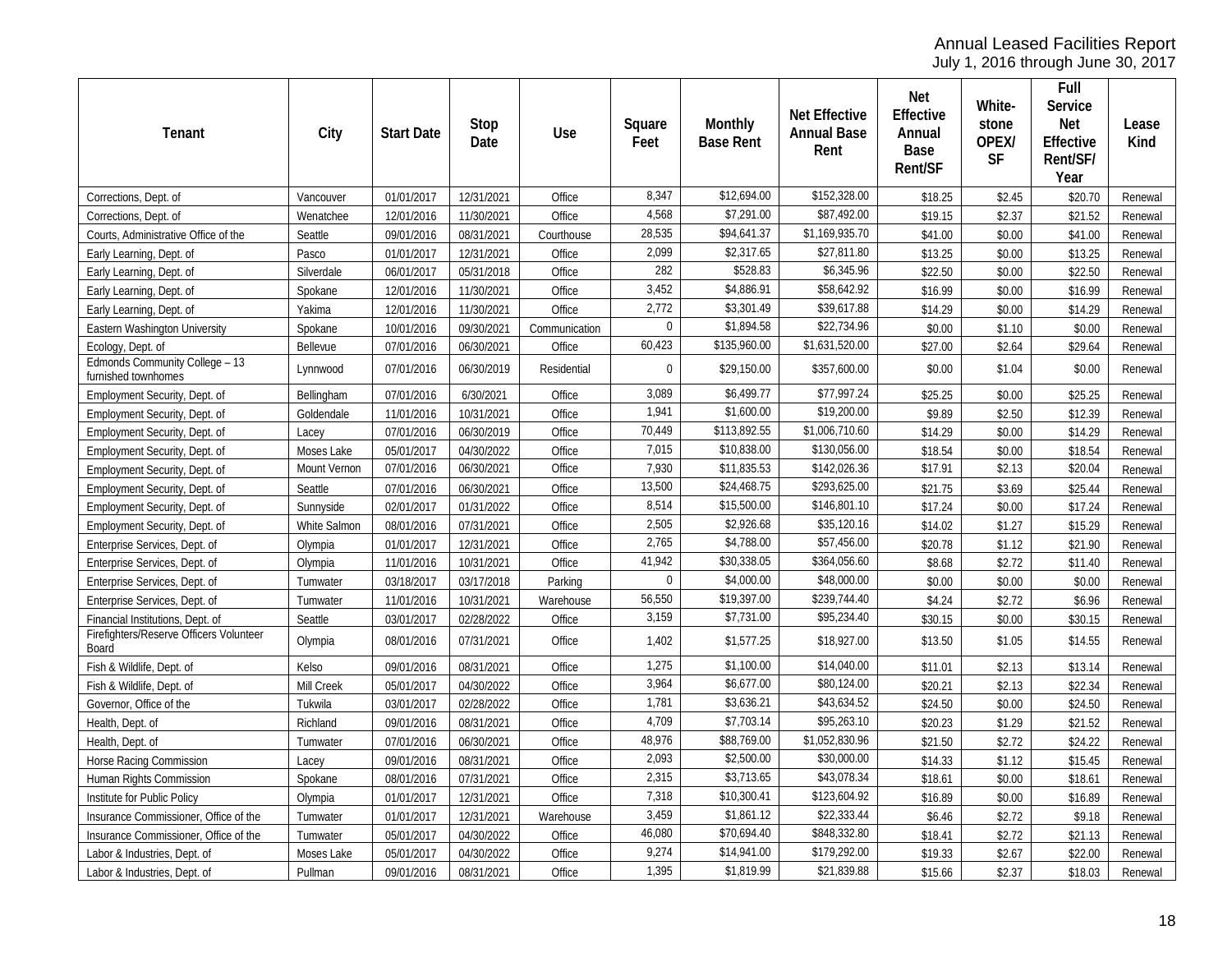Annual Leased Facilities Report
July 1, 2016 through June 30, 2017

| Tenant | City | Start Date | Stop Date | Use | Square Feet | Monthly Base Rent | Net Effective Annual Base Rent | Net Effective Annual Base Rent/SF | White-stone OPEX/ SF | Full Service Net Effective Rent/SF/ Year | Lease Kind |
|---|---|---|---|---|---|---|---|---|---|---|---|
| Corrections, Dept. of | Vancouver | 01/01/2017 | 12/31/2021 | Office | 8,347 | $12,694.00 | $152,328.00 | $18.25 | $2.45 | $20.70 | Renewal |
| Corrections, Dept. of | Wenatchee | 12/01/2016 | 11/30/2021 | Office | 4,568 | $7,291.00 | $87,492.00 | $19.15 | $2.37 | $21.52 | Renewal |
| Courts, Administrative Office of the | Seattle | 09/01/2016 | 08/31/2021 | Courthouse | 28,535 | $94,641.37 | $1,169,935.70 | $41.00 | $0.00 | $41.00 | Renewal |
| Early Learning, Dept. of | Pasco | 01/01/2017 | 12/31/2021 | Office | 2,099 | $2,317.65 | $27,811.80 | $13.25 | $0.00 | $13.25 | Renewal |
| Early Learning, Dept. of | Silverdale | 06/01/2017 | 05/31/2018 | Office | 282 | $528.83 | $6,345.96 | $22.50 | $0.00 | $22.50 | Renewal |
| Early Learning, Dept. of | Spokane | 12/01/2016 | 11/30/2021 | Office | 3,452 | $4,886.91 | $58,642.92 | $16.99 | $0.00 | $16.99 | Renewal |
| Early Learning, Dept. of | Yakima | 12/01/2016 | 11/30/2021 | Office | 2,772 | $3,301.49 | $39,617.88 | $14.29 | $0.00 | $14.29 | Renewal |
| Eastern Washington University | Spokane | 10/01/2016 | 09/30/2021 | Communication | 0 | $1,894.58 | $22,734.96 | $0.00 | $1.10 | $0.00 | Renewal |
| Ecology, Dept. of | Bellevue | 07/01/2016 | 06/30/2021 | Office | 60,423 | $135,960.00 | $1,631,520.00 | $27.00 | $2.64 | $29.64 | Renewal |
| Edmonds Community College – 13 furnished townhomes | Lynnwood | 07/01/2016 | 06/30/2019 | Residential | 0 | $29,150.00 | $357,600.00 | $0.00 | $1.04 | $0.00 | Renewal |
| Employment Security, Dept. of | Bellingham | 07/01/2016 | 6/30/2021 | Office | 3,089 | $6,499.77 | $77,997.24 | $25.25 | $0.00 | $25.25 | Renewal |
| Employment Security, Dept. of | Goldendale | 11/01/2016 | 10/31/2021 | Office | 1,941 | $1,600.00 | $19,200.00 | $9.89 | $2.50 | $12.39 | Renewal |
| Employment Security, Dept. of | Lacey | 07/01/2016 | 06/30/2019 | Office | 70,449 | $113,892.55 | $1,006,710.60 | $14.29 | $0.00 | $14.29 | Renewal |
| Employment Security, Dept. of | Moses Lake | 05/01/2017 | 04/30/2022 | Office | 7,015 | $10,838.00 | $130,056.00 | $18.54 | $0.00 | $18.54 | Renewal |
| Employment Security, Dept. of | Mount Vernon | 07/01/2016 | 06/30/2021 | Office | 7,930 | $11,835.53 | $142,026.36 | $17.91 | $2.13 | $20.04 | Renewal |
| Employment Security, Dept. of | Seattle | 07/01/2016 | 06/30/2021 | Office | 13,500 | $24,468.75 | $293,625.00 | $21.75 | $3.69 | $25.44 | Renewal |
| Employment Security, Dept. of | Sunnyside | 02/01/2017 | 01/31/2022 | Office | 8,514 | $15,500.00 | $146,801.10 | $17.24 | $0.00 | $17.24 | Renewal |
| Employment Security, Dept. of | White Salmon | 08/01/2016 | 07/31/2021 | Office | 2,505 | $2,926.68 | $35,120.16 | $14.02 | $1.27 | $15.29 | Renewal |
| Enterprise Services, Dept. of | Olympia | 01/01/2017 | 12/31/2021 | Office | 2,765 | $4,788.00 | $57,456.00 | $20.78 | $1.12 | $21.90 | Renewal |
| Enterprise Services, Dept. of | Olympia | 11/01/2016 | 10/31/2021 | Office | 41,942 | $30,338.05 | $364,056.60 | $8.68 | $2.72 | $11.40 | Renewal |
| Enterprise Services, Dept. of | Tumwater | 03/18/2017 | 03/17/2018 | Parking | 0 | $4,000.00 | $48,000.00 | $0.00 | $0.00 | $0.00 | Renewal |
| Enterprise Services, Dept. of | Tumwater | 11/01/2016 | 10/31/2021 | Warehouse | 56,550 | $19,397.00 | $239,744.40 | $4.24 | $2.72 | $6.96 | Renewal |
| Financial Institutions, Dept. of | Seattle | 03/01/2017 | 02/28/2022 | Office | 3,159 | $7,731.00 | $95,234.40 | $30.15 | $0.00 | $30.15 | Renewal |
| Firefighters/Reserve Officers Volunteer Board | Olympia | 08/01/2016 | 07/31/2021 | Office | 1,402 | $1,577.25 | $18,927.00 | $13.50 | $1.05 | $14.55 | Renewal |
| Fish & Wildlife, Dept. of | Kelso | 09/01/2016 | 08/31/2021 | Office | 1,275 | $1,100.00 | $14,040.00 | $11.01 | $2.13 | $13.14 | Renewal |
| Fish & Wildlife, Dept. of | Mill Creek | 05/01/2017 | 04/30/2022 | Office | 3,964 | $6,677.00 | $80,124.00 | $20.21 | $2.13 | $22.34 | Renewal |
| Governor, Office of the | Tukwila | 03/01/2017 | 02/28/2022 | Office | 1,781 | $3,636.21 | $43,634.52 | $24.50 | $0.00 | $24.50 | Renewal |
| Health, Dept. of | Richland | 09/01/2016 | 08/31/2021 | Office | 4,709 | $7,703.14 | $95,263.10 | $20.23 | $1.29 | $21.52 | Renewal |
| Health, Dept. of | Tumwater | 07/01/2016 | 06/30/2021 | Office | 48,976 | $88,769.00 | $1,052,830.96 | $21.50 | $2.72 | $24.22 | Renewal |
| Horse Racing Commission | Lacey | 09/01/2016 | 08/31/2021 | Office | 2,093 | $2,500.00 | $30,000.00 | $14.33 | $1.12 | $15.45 | Renewal |
| Human Rights Commission | Spokane | 08/01/2016 | 07/31/2021 | Office | 2,315 | $3,713.65 | $43,078.34 | $18.61 | $0.00 | $18.61 | Renewal |
| Institute for Public Policy | Olympia | 01/01/2017 | 12/31/2021 | Office | 7,318 | $10,300.41 | $123,604.92 | $16.89 | $0.00 | $16.89 | Renewal |
| Insurance Commissioner, Office of the | Tumwater | 01/01/2017 | 12/31/2021 | Warehouse | 3,459 | $1,861.12 | $22,333.44 | $6.46 | $2.72 | $9.18 | Renewal |
| Insurance Commissioner, Office of the | Tumwater | 05/01/2017 | 04/30/2022 | Office | 46,080 | $70,694.40 | $848,332.80 | $18.41 | $2.72 | $21.13 | Renewal |
| Labor & Industries, Dept. of | Moses Lake | 05/01/2017 | 04/30/2022 | Office | 9,274 | $14,941.00 | $179,292.00 | $19.33 | $2.67 | $22.00 | Renewal |
| Labor & Industries, Dept. of | Pullman | 09/01/2016 | 08/31/2021 | Office | 1,395 | $1,819.99 | $21,839.88 | $15.66 | $2.37 | $18.03 | Renewal |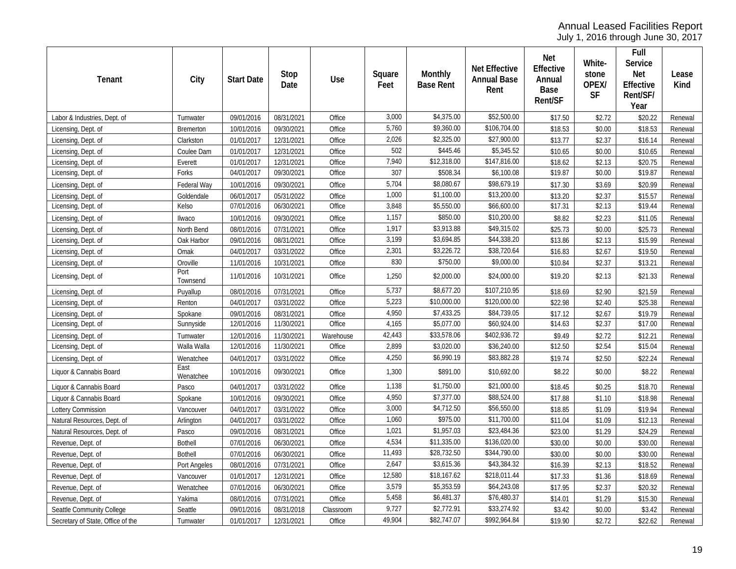Annual Leased Facilities Report
July 1, 2016 through June 30, 2017

| Tenant | City | Start Date | Stop Date | Use | Square Feet | Monthly Base Rent | Net Effective Annual Base Rent | Net Effective Annual Base Rent/SF | White-stone OPEX/ SF | Full Service Net Effective Rent/SF/ Year | Lease Kind |
|---|---|---|---|---|---|---|---|---|---|---|---|
| Labor & Industries, Dept. of | Tumwater | 09/01/2016 | 08/31/2021 | Office | 3,000 | $4,375.00 | $52,500.00 | $17.50 | $2.72 | $20.22 | Renewal |
| Licensing, Dept. of | Bremerton | 10/01/2016 | 09/30/2021 | Office | 5,760 | $9,360.00 | $106,704.00 | $18.53 | $0.00 | $18.53 | Renewal |
| Licensing, Dept. of | Clarkston | 01/01/2017 | 12/31/2021 | Office | 2,026 | $2,325.00 | $27,900.00 | $13.77 | $2.37 | $16.14 | Renewal |
| Licensing, Dept. of | Coulee Dam | 01/01/2017 | 12/31/2021 | Office | 502 | $445.46 | $5,345.52 | $10.65 | $0.00 | $10.65 | Renewal |
| Licensing, Dept. of | Everett | 01/01/2017 | 12/31/2021 | Office | 7,940 | $12,318.00 | $147,816.00 | $18.62 | $2.13 | $20.75 | Renewal |
| Licensing, Dept. of | Forks | 04/01/2017 | 09/30/2021 | Office | 307 | $508.34 | $6,100.08 | $19.87 | $0.00 | $19.87 | Renewal |
| Licensing, Dept. of | Federal Way | 10/01/2016 | 09/30/2021 | Office | 5,704 | $8,080.67 | $98,679.19 | $17.30 | $3.69 | $20.99 | Renewal |
| Licensing, Dept. of | Goldendale | 06/01/2017 | 05/31/2022 | Office | 1,000 | $1,100.00 | $13,200.00 | $13.20 | $2.37 | $15.57 | Renewal |
| Licensing, Dept. of | Kelso | 07/01/2016 | 06/30/2021 | Office | 3,848 | $5,550.00 | $66,600.00 | $17.31 | $2.13 | $19.44 | Renewal |
| Licensing, Dept. of | Ilwaco | 10/01/2016 | 09/30/2021 | Office | 1,157 | $850.00 | $10,200.00 | $8.82 | $2.23 | $11.05 | Renewal |
| Licensing, Dept. of | North Bend | 08/01/2016 | 07/31/2021 | Office | 1,917 | $3,913.88 | $49,315.02 | $25.73 | $0.00 | $25.73 | Renewal |
| Licensing, Dept. of | Oak Harbor | 09/01/2016 | 08/31/2021 | Office | 3,199 | $3,694.85 | $44,338.20 | $13.86 | $2.13 | $15.99 | Renewal |
| Licensing, Dept. of | Omak | 04/01/2017 | 03/31/2022 | Office | 2,301 | $3,226.72 | $38,720.64 | $16.83 | $2.67 | $19.50 | Renewal |
| Licensing, Dept. of | Oroville | 11/01/2016 | 10/31/2021 | Office | 830 | $750.00 | $9,000.00 | $10.84 | $2.37 | $13.21 | Renewal |
| Licensing, Dept. of | Port Townsend | 11/01/2016 | 10/31/2021 | Office | 1,250 | $2,000.00 | $24,000.00 | $19.20 | $2.13 | $21.33 | Renewal |
| Licensing, Dept. of | Puyallup | 08/01/2016 | 07/31/2021 | Office | 5,737 | $8,677.20 | $107,210.95 | $18.69 | $2.90 | $21.59 | Renewal |
| Licensing, Dept. of | Renton | 04/01/2017 | 03/31/2022 | Office | 5,223 | $10,000.00 | $120,000.00 | $22.98 | $2.40 | $25.38 | Renewal |
| Licensing, Dept. of | Spokane | 09/01/2016 | 08/31/2021 | Office | 4,950 | $7,433.25 | $84,739.05 | $17.12 | $2.67 | $19.79 | Renewal |
| Licensing, Dept. of | Sunnyside | 12/01/2016 | 11/30/2021 | Office | 4,165 | $5,077.00 | $60,924.00 | $14.63 | $2.37 | $17.00 | Renewal |
| Licensing, Dept. of | Tumwater | 12/01/2016 | 11/30/2021 | Warehouse | 42,443 | $33,578.06 | $402,936.72 | $9.49 | $2.72 | $12.21 | Renewal |
| Licensing, Dept. of | Walla Walla | 12/01/2016 | 11/30/2021 | Office | 2,899 | $3,020.00 | $36,240.00 | $12.50 | $2.54 | $15.04 | Renewal |
| Licensing, Dept. of | Wenatchee | 04/01/2017 | 03/31/2022 | Office | 4,250 | $6,990.19 | $83,882.28 | $19.74 | $2.50 | $22.24 | Renewal |
| Liquor & Cannabis Board | East Wenatchee | 10/01/2016 | 09/30/2021 | Office | 1,300 | $891.00 | $10,692.00 | $8.22 | $0.00 | $8.22 | Renewal |
| Liquor & Cannabis Board | Pasco | 04/01/2017 | 03/31/2022 | Office | 1,138 | $1,750.00 | $21,000.00 | $18.45 | $0.25 | $18.70 | Renewal |
| Liquor & Cannabis Board | Spokane | 10/01/2016 | 09/30/2021 | Office | 4,950 | $7,377.00 | $88,524.00 | $17.88 | $1.10 | $18.98 | Renewal |
| Lottery Commission | Vancouver | 04/01/2017 | 03/31/2022 | Office | 3,000 | $4,712.50 | $56,550.00 | $18.85 | $1.09 | $19.94 | Renewal |
| Natural Resources, Dept. of | Arlington | 04/01/2017 | 03/31/2022 | Office | 1,060 | $975.00 | $11,700.00 | $11.04 | $1.09 | $12.13 | Renewal |
| Natural Resources, Dept. of | Pasco | 09/01/2016 | 08/31/2021 | Office | 1,021 | $1,957.03 | $23,484.36 | $23.00 | $1.29 | $24.29 | Renewal |
| Revenue, Dept. of | Bothell | 07/01/2016 | 06/30/2021 | Office | 4,534 | $11,335.00 | $136,020.00 | $30.00 | $0.00 | $30.00 | Renewal |
| Revenue, Dept. of | Bothell | 07/01/2016 | 06/30/2021 | Office | 11,493 | $28,732.50 | $344,790.00 | $30.00 | $0.00 | $30.00 | Renewal |
| Revenue, Dept. of | Port Angeles | 08/01/2016 | 07/31/2021 | Office | 2,647 | $3,615.36 | $43,384.32 | $16.39 | $2.13 | $18.52 | Renewal |
| Revenue, Dept. of | Vancouver | 01/01/2017 | 12/31/2021 | Office | 12,580 | $18,167.62 | $218,011.44 | $17.33 | $1.36 | $18.69 | Renewal |
| Revenue, Dept. of | Wenatchee | 07/01/2016 | 06/30/2021 | Office | 3,579 | $5,353.59 | $64,243.08 | $17.95 | $2.37 | $20.32 | Renewal |
| Revenue, Dept. of | Yakima | 08/01/2016 | 07/31/2021 | Office | 5,458 | $6,481.37 | $76,480.37 | $14.01 | $1.29 | $15.30 | Renewal |
| Seattle Community College | Seattle | 09/01/2016 | 08/31/2018 | Classroom | 9,727 | $2,772.91 | $33,274.92 | $3.42 | $0.00 | $3.42 | Renewal |
| Secretary of State, Office of the | Tumwater | 01/01/2017 | 12/31/2021 | Office | 49,904 | $82,747.07 | $992,964.84 | $19.90 | $2.72 | $22.62 | Renewal |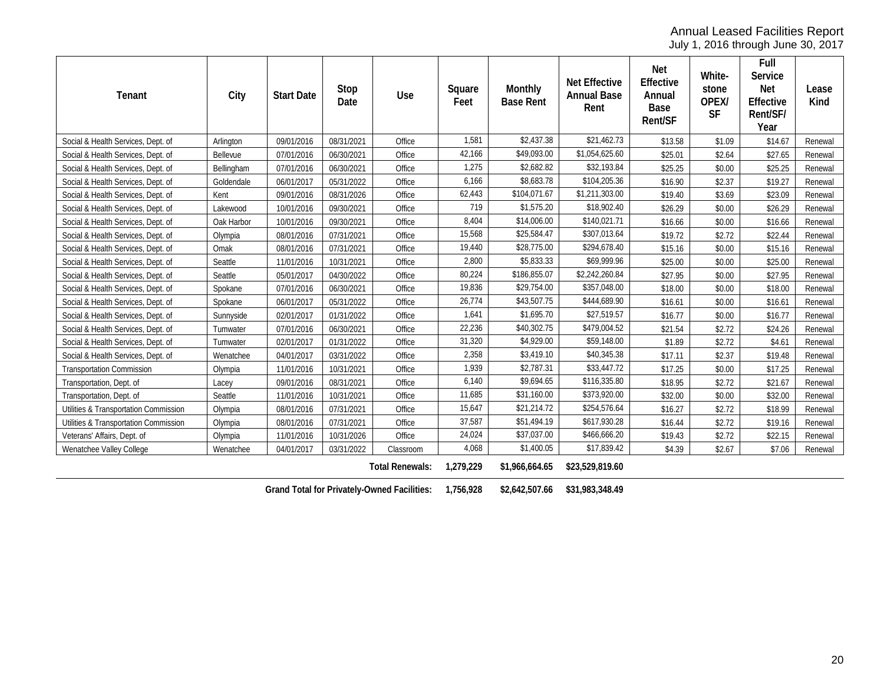Annual Leased Facilities Report
July 1, 2016 through June 30, 2017

| Tenant | City | Start Date | Stop Date | Use | Square Feet | Monthly Base Rent | Net Effective Annual Base Rent | Net Effective Annual Base Rent/SF | White-stone OPEX/ SF | Full Service Net Effective Rent/SF/ Year | Lease Kind |
|---|---|---|---|---|---|---|---|---|---|---|---|
| Social & Health Services, Dept. of | Arlington | 09/01/2016 | 08/31/2021 | Office | 1,581 | $2,437.38 | $21,462.73 | $13.58 | $1.09 | $14.67 | Renewal |
| Social & Health Services, Dept. of | Bellevue | 07/01/2016 | 06/30/2021 | Office | 42,166 | $49,093.00 | $1,054,625.60 | $25.01 | $2.64 | $27.65 | Renewal |
| Social & Health Services, Dept. of | Bellingham | 07/01/2016 | 06/30/2021 | Office | 1,275 | $2,682.82 | $32,193.84 | $25.25 | $0.00 | $25.25 | Renewal |
| Social & Health Services, Dept. of | Goldendale | 06/01/2017 | 05/31/2022 | Office | 6,166 | $8,683.78 | $104,205.36 | $16.90 | $2.37 | $19.27 | Renewal |
| Social & Health Services, Dept. of | Kent | 09/01/2016 | 08/31/2026 | Office | 62,443 | $104,071.67 | $1,211,303.00 | $19.40 | $3.69 | $23.09 | Renewal |
| Social & Health Services, Dept. of | Lakewood | 10/01/2016 | 09/30/2021 | Office | 719 | $1,575.20 | $18,902.40 | $26.29 | $0.00 | $26.29 | Renewal |
| Social & Health Services, Dept. of | Oak Harbor | 10/01/2016 | 09/30/2021 | Office | 8,404 | $14,006.00 | $140,021.71 | $16.66 | $0.00 | $16.66 | Renewal |
| Social & Health Services, Dept. of | Olympia | 08/01/2016 | 07/31/2021 | Office | 15,568 | $25,584.47 | $307,013.64 | $19.72 | $2.72 | $22.44 | Renewal |
| Social & Health Services, Dept. of | Omak | 08/01/2016 | 07/31/2021 | Office | 19,440 | $28,775.00 | $294,678.40 | $15.16 | $0.00 | $15.16 | Renewal |
| Social & Health Services, Dept. of | Seattle | 11/01/2016 | 10/31/2021 | Office | 2,800 | $5,833.33 | $69,999.96 | $25.00 | $0.00 | $25.00 | Renewal |
| Social & Health Services, Dept. of | Seattle | 05/01/2017 | 04/30/2022 | Office | 80,224 | $186,855.07 | $2,242,260.84 | $27.95 | $0.00 | $27.95 | Renewal |
| Social & Health Services, Dept. of | Spokane | 07/01/2016 | 06/30/2021 | Office | 19,836 | $29,754.00 | $357,048.00 | $18.00 | $0.00 | $18.00 | Renewal |
| Social & Health Services, Dept. of | Spokane | 06/01/2017 | 05/31/2022 | Office | 26,774 | $43,507.75 | $444,689.90 | $16.61 | $0.00 | $16.61 | Renewal |
| Social & Health Services, Dept. of | Sunnyside | 02/01/2017 | 01/31/2022 | Office | 1,641 | $1,695.70 | $27,519.57 | $16.77 | $0.00 | $16.77 | Renewal |
| Social & Health Services, Dept. of | Tumwater | 07/01/2016 | 06/30/2021 | Office | 22,236 | $40,302.75 | $479,004.52 | $21.54 | $2.72 | $24.26 | Renewal |
| Social & Health Services, Dept. of | Tumwater | 02/01/2017 | 01/31/2022 | Office | 31,320 | $4,929.00 | $59,148.00 | $1.89 | $2.72 | $4.61 | Renewal |
| Social & Health Services, Dept. of | Wenatchee | 04/01/2017 | 03/31/2022 | Office | 2,358 | $3,419.10 | $40,345.38 | $17.11 | $2.37 | $19.48 | Renewal |
| Transportation Commission | Olympia | 11/01/2016 | 10/31/2021 | Office | 1,939 | $2,787.31 | $33,447.72 | $17.25 | $0.00 | $17.25 | Renewal |
| Transportation, Dept. of | Lacey | 09/01/2016 | 08/31/2021 | Office | 6,140 | $9,694.65 | $116,335.80 | $18.95 | $2.72 | $21.67 | Renewal |
| Transportation, Dept. of | Seattle | 11/01/2016 | 10/31/2021 | Office | 11,685 | $31,160.00 | $373,920.00 | $32.00 | $0.00 | $32.00 | Renewal |
| Utilities & Transportation Commission | Olympia | 08/01/2016 | 07/31/2021 | Office | 15,647 | $21,214.72 | $254,576.64 | $16.27 | $2.72 | $18.99 | Renewal |
| Utilities & Transportation Commission | Olympia | 08/01/2016 | 07/31/2021 | Office | 37,587 | $51,494.19 | $617,930.28 | $16.44 | $2.72 | $19.16 | Renewal |
| Veterans' Affairs, Dept. of | Olympia | 11/01/2016 | 10/31/2026 | Office | 24,024 | $37,037.00 | $466,666.20 | $19.43 | $2.72 | $22.15 | Renewal |
| Wenatchee Valley College | Wenatchee | 04/01/2017 | 03/31/2022 | Classroom | 4,068 | $1,400.05 | $17,839.42 | $4.39 | $2.67 | $7.06 | Renewal |
| | | | | **Total Renewals:** | **1,279,229** | **$1,966,664.65** | **$23,529,819.60** | | | | |
| **Grand Total for Privately-Owned Facilities:** | | | | | **1,756,928** | **$2,642,507.66** | **$31,983,348.49** | | | | |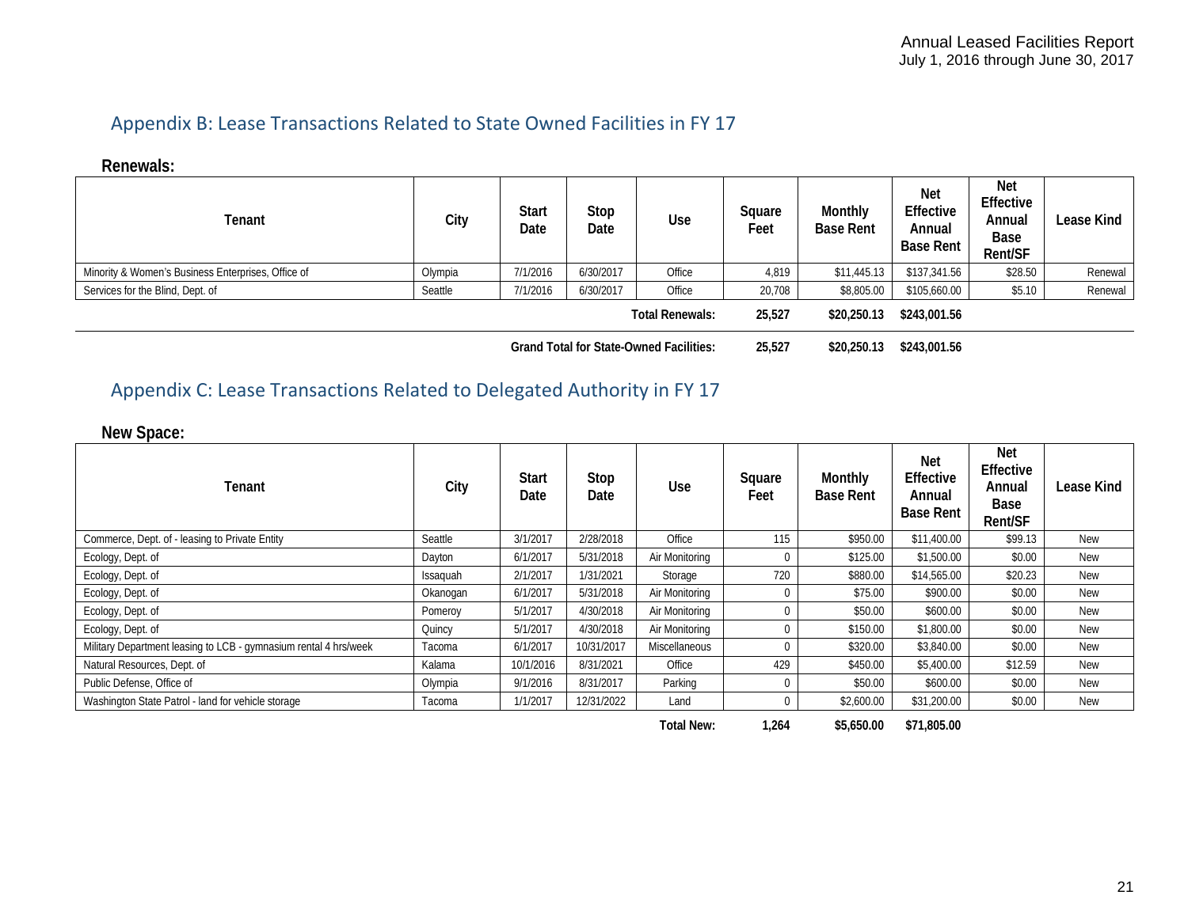## Appendix B: Lease Transactions Related to State Owned Facilities in FY 17

**Renewals:**

| Tenant | City | Start Date | Stop Date | Use | Square Feet | Monthly Base Rent | Net Effective Annual Base Rent | Net Effective Annual Base Rent/SF | Lease Kind |
|---|---|---|---|---|---|---|---|---|---|
| Minority & Women's Business Enterprises, Office of | Olympia | 7/1/2016 | 6/30/2017 | Office | 4,819 | $11,445.13 | $137,341.56 | $28.50 | Renewal |
| Services for the Blind, Dept. of | Seattle | 7/1/2016 | 6/30/2017 | Office | 20,708 | $8,805.00 | $105,660.00 | $5.10 | Renewal |
| | | | | **Total Renewals:** | **25,527** | **$20,250.13** | **$243,001.56** | | |
| | | | | **Grand Total for State-Owned Facilities:** | **25,527** | **$20,250.13** | **$243,001.56** | | |

## Appendix C: Lease Transactions Related to Delegated Authority in FY 17

**New Space:**

| Tenant | City | Start Date | Stop Date | Use | Square Feet | Monthly Base Rent | Net Effective Annual Base Rent | Net Effective Annual Base Rent/SF | Lease Kind |
|---|---|---|---|---|---|---|---|---|---|
| Commerce, Dept. of - leasing to Private Entity | Seattle | 3/1/2017 | 2/28/2018 | Office | 115 | $950.00 | $11,400.00 | $99.13 | New |
| Ecology, Dept. of | Dayton | 6/1/2017 | 5/31/2018 | Air Monitoring | 0 | $125.00 | $1,500.00 | $0.00 | New |
| Ecology, Dept. of | Issaquah | 2/1/2017 | 1/31/2021 | Storage | 720 | $880.00 | $14,565.00 | $20.23 | New |
| Ecology, Dept. of | Okanogan | 6/1/2017 | 5/31/2018 | Air Monitoring | 0 | $75.00 | $900.00 | $0.00 | New |
| Ecology, Dept. of | Pomeroy | 5/1/2017 | 4/30/2018 | Air Monitoring | 0 | $50.00 | $600.00 | $0.00 | New |
| Ecology, Dept. of | Quincy | 5/1/2017 | 4/30/2018 | Air Monitoring | 0 | $150.00 | $1,800.00 | $0.00 | New |
| Military Department leasing to LCB - gymnasium rental 4 hrs/week | Tacoma | 6/1/2017 | 10/31/2017 | Miscellaneous | 0 | $320.00 | $3,840.00 | $0.00 | New |
| Natural Resources, Dept. of | Kalama | 10/1/2016 | 8/31/2021 | Office | 429 | $450.00 | $5,400.00 | $12.59 | New |
| Public Defense, Office of | Olympia | 9/1/2016 | 8/31/2017 | Parking | 0 | $50.00 | $600.00 | $0.00 | New |
| Washington State Patrol - land for vehicle storage | Tacoma | 1/1/2017 | 12/31/2022 | Land | 0 | $2,600.00 | $31,200.00 | $0.00 | New |
| | | | | **Total New:** | **1,264** | **$5,650.00** | **$71,805.00** | | |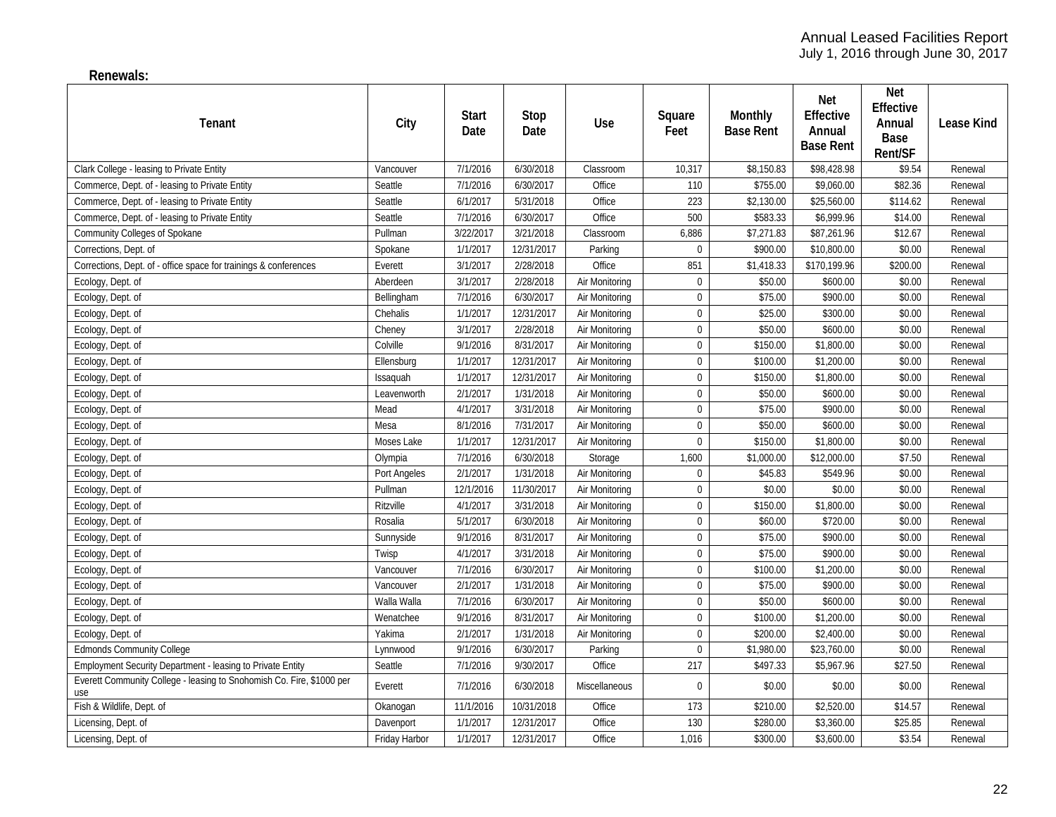Annual Leased Facilities Report
July 1, 2016 through June 30, 2017

**Renewals:**

| Tenant | City | Start Date | Stop Date | Use | Square Feet | Monthly Base Rent | Net Effective Annual Base Rent | Net Effective Annual Base Rent/SF | Lease Kind |
|---|---|---|---|---|---|---|---|---|---|
| Clark College - leasing to Private Entity | Vancouver | 7/1/2016 | 6/30/2018 | Classroom | 10,317 | $8,150.83 | $98,428.98 | $9.54 | Renewal |
| Commerce, Dept. of - leasing to Private Entity | Seattle | 7/1/2016 | 6/30/2017 | Office | 110 | $755.00 | $9,060.00 | $82.36 | Renewal |
| Commerce, Dept. of - leasing to Private Entity | Seattle | 6/1/2017 | 5/31/2018 | Office | 223 | $2,130.00 | $25,560.00 | $114.62 | Renewal |
| Commerce, Dept. of - leasing to Private Entity | Seattle | 7/1/2016 | 6/30/2017 | Office | 500 | $583.33 | $6,999.96 | $14.00 | Renewal |
| Community Colleges of Spokane | Pullman | 3/22/2017 | 3/21/2018 | Classroom | 6,886 | $7,271.83 | $87,261.96 | $12.67 | Renewal |
| Corrections, Dept. of | Spokane | 1/1/2017 | 12/31/2017 | Parking | 0 | $900.00 | $10,800.00 | $0.00 | Renewal |
| Corrections, Dept. of - office space for trainings & conferences | Everett | 3/1/2017 | 2/28/2018 | Office | 851 | $1,418.33 | $170,199.96 | $200.00 | Renewal |
| Ecology, Dept. of | Aberdeen | 3/1/2017 | 2/28/2018 | Air Monitoring | 0 | $50.00 | $600.00 | $0.00 | Renewal |
| Ecology, Dept. of | Bellingham | 7/1/2016 | 6/30/2017 | Air Monitoring | 0 | $75.00 | $900.00 | $0.00 | Renewal |
| Ecology, Dept. of | Chehalis | 1/1/2017 | 12/31/2017 | Air Monitoring | 0 | $25.00 | $300.00 | $0.00 | Renewal |
| Ecology, Dept. of | Cheney | 3/1/2017 | 2/28/2018 | Air Monitoring | 0 | $50.00 | $600.00 | $0.00 | Renewal |
| Ecology, Dept. of | Colville | 9/1/2016 | 8/31/2017 | Air Monitoring | 0 | $150.00 | $1,800.00 | $0.00 | Renewal |
| Ecology, Dept. of | Ellensburg | 1/1/2017 | 12/31/2017 | Air Monitoring | 0 | $100.00 | $1,200.00 | $0.00 | Renewal |
| Ecology, Dept. of | Issaquah | 1/1/2017 | 12/31/2017 | Air Monitoring | 0 | $150.00 | $1,800.00 | $0.00 | Renewal |
| Ecology, Dept. of | Leavenworth | 2/1/2017 | 1/31/2018 | Air Monitoring | 0 | $50.00 | $600.00 | $0.00 | Renewal |
| Ecology, Dept. of | Mead | 4/1/2017 | 3/31/2018 | Air Monitoring | 0 | $75.00 | $900.00 | $0.00 | Renewal |
| Ecology, Dept. of | Mesa | 8/1/2016 | 7/31/2017 | Air Monitoring | 0 | $50.00 | $600.00 | $0.00 | Renewal |
| Ecology, Dept. of | Moses Lake | 1/1/2017 | 12/31/2017 | Air Monitoring | 0 | $150.00 | $1,800.00 | $0.00 | Renewal |
| Ecology, Dept. of | Olympia | 7/1/2016 | 6/30/2018 | Storage | 1,600 | $1,000.00 | $12,000.00 | $7.50 | Renewal |
| Ecology, Dept. of | Port Angeles | 2/1/2017 | 1/31/2018 | Air Monitoring | 0 | $45.83 | $549.96 | $0.00 | Renewal |
| Ecology, Dept. of | Pullman | 12/1/2016 | 11/30/2017 | Air Monitoring | 0 | $0.00 | $0.00 | $0.00 | Renewal |
| Ecology, Dept. of | Ritzville | 4/1/2017 | 3/31/2018 | Air Monitoring | 0 | $150.00 | $1,800.00 | $0.00 | Renewal |
| Ecology, Dept. of | Rosalia | 5/1/2017 | 6/30/2018 | Air Monitoring | 0 | $60.00 | $720.00 | $0.00 | Renewal |
| Ecology, Dept. of | Sunnyside | 9/1/2016 | 8/31/2017 | Air Monitoring | 0 | $75.00 | $900.00 | $0.00 | Renewal |
| Ecology, Dept. of | Twisp | 4/1/2017 | 3/31/2018 | Air Monitoring | 0 | $75.00 | $900.00 | $0.00 | Renewal |
| Ecology, Dept. of | Vancouver | 7/1/2016 | 6/30/2017 | Air Monitoring | 0 | $100.00 | $1,200.00 | $0.00 | Renewal |
| Ecology, Dept. of | Vancouver | 2/1/2017 | 1/31/2018 | Air Monitoring | 0 | $75.00 | $900.00 | $0.00 | Renewal |
| Ecology, Dept. of | Walla Walla | 7/1/2016 | 6/30/2017 | Air Monitoring | 0 | $50.00 | $600.00 | $0.00 | Renewal |
| Ecology, Dept. of | Wenatchee | 9/1/2016 | 8/31/2017 | Air Monitoring | 0 | $100.00 | $1,200.00 | $0.00 | Renewal |
| Ecology, Dept. of | Yakima | 2/1/2017 | 1/31/2018 | Air Monitoring | 0 | $200.00 | $2,400.00 | $0.00 | Renewal |
| Edmonds Community College | Lynnwood | 9/1/2016 | 6/30/2017 | Parking | 0 | $1,980.00 | $23,760.00 | $0.00 | Renewal |
| Employment Security Department - leasing to Private Entity | Seattle | 7/1/2016 | 9/30/2017 | Office | 217 | $497.33 | $5,967.96 | $27.50 | Renewal |
| Everett Community College - leasing to Snohomish Co. Fire, $1000 per use | Everett | 7/1/2016 | 6/30/2018 | Miscellaneous | 0 | $0.00 | $0.00 | $0.00 | Renewal |
| Fish & Wildlife, Dept. of | Okanogan | 11/1/2016 | 10/31/2018 | Office | 173 | $210.00 | $2,520.00 | $14.57 | Renewal |
| Licensing, Dept. of | Davenport | 1/1/2017 | 12/31/2017 | Office | 130 | $280.00 | $3,360.00 | $25.85 | Renewal |
| Licensing, Dept. of | Friday Harbor | 1/1/2017 | 12/31/2017 | Office | 1,016 | $300.00 | $3,600.00 | $3.54 | Renewal |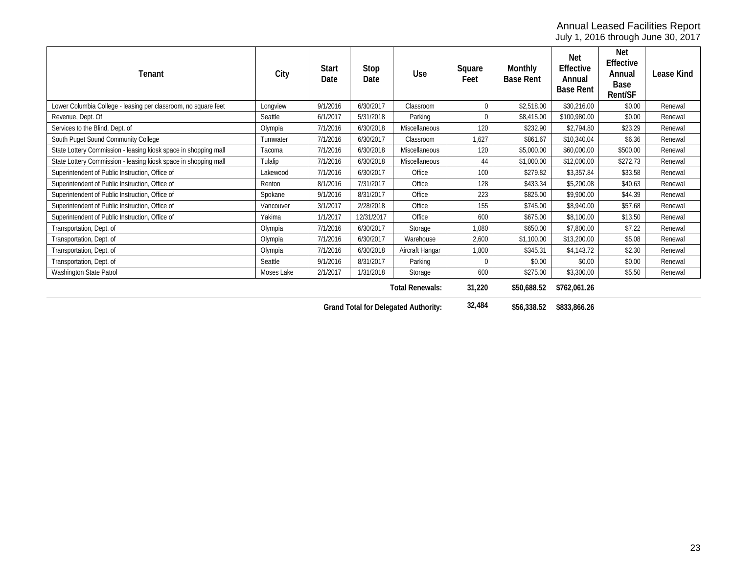Annual Leased Facilities Report
July 1, 2016 through June 30, 2017

| Tenant | City | Start Date | Stop Date | Use | Square Feet | Monthly Base Rent | Net Effective Annual Base Rent | Net Effective Annual Base Rent/SF | Lease Kind |
|---|---|---|---|---|---|---|---|---|---|
| Lower Columbia College - leasing per classroom, no square feet | Longview | 9/1/2016 | 6/30/2017 | Classroom | 0 | $2,518.00 | $30,216.00 | $0.00 | Renewal |
| Revenue, Dept. Of | Seattle | 6/1/2017 | 5/31/2018 | Parking | 0 | $8,415.00 | $100,980.00 | $0.00 | Renewal |
| Services to the Blind, Dept. of | Olympia | 7/1/2016 | 6/30/2018 | Miscellaneous | 120 | $232.90 | $2,794.80 | $23.29 | Renewal |
| South Puget Sound Community College | Tumwater | 7/1/2016 | 6/30/2017 | Classroom | 1,627 | $861.67 | $10,340.04 | $6.36 | Renewal |
| State Lottery Commission - leasing kiosk space in shopping mall | Tacoma | 7/1/2016 | 6/30/2018 | Miscellaneous | 120 | $5,000.00 | $60,000.00 | $500.00 | Renewal |
| State Lottery Commission - leasing kiosk space in shopping mall | Tulalip | 7/1/2016 | 6/30/2018 | Miscellaneous | 44 | $1,000.00 | $12,000.00 | $272.73 | Renewal |
| Superintendent of Public Instruction, Office of | Lakewood | 7/1/2016 | 6/30/2017 | Office | 100 | $279.82 | $3,357.84 | $33.58 | Renewal |
| Superintendent of Public Instruction, Office of | Renton | 8/1/2016 | 7/31/2017 | Office | 128 | $433.34 | $5,200.08 | $40.63 | Renewal |
| Superintendent of Public Instruction, Office of | Spokane | 9/1/2016 | 8/31/2017 | Office | 223 | $825.00 | $9,900.00 | $44.39 | Renewal |
| Superintendent of Public Instruction, Office of | Vancouver | 3/1/2017 | 2/28/2018 | Office | 155 | $745.00 | $8,940.00 | $57.68 | Renewal |
| Superintendent of Public Instruction, Office of | Yakima | 1/1/2017 | 12/31/2017 | Office | 600 | $675.00 | $8,100.00 | $13.50 | Renewal |
| Transportation, Dept. of | Olympia | 7/1/2016 | 6/30/2017 | Storage | 1,080 | $650.00 | $7,800.00 | $7.22 | Renewal |
| Transportation, Dept. of | Olympia | 7/1/2016 | 6/30/2017 | Warehouse | 2,600 | $1,100.00 | $13,200.00 | $5.08 | Renewal |
| Transportation, Dept. of | Olympia | 7/1/2016 | 6/30/2018 | Aircraft Hangar | 1,800 | $345.31 | $4,143.72 | $2.30 | Renewal |
| Transportation, Dept. of | Seattle | 9/1/2016 | 8/31/2017 | Parking | 0 | $0.00 | $0.00 | $0.00 | Renewal |
| Washington State Patrol | Moses Lake | 2/1/2017 | 1/31/2018 | Storage | 600 | $275.00 | $3,300.00 | $5.50 | Renewal |
| | | | | **Total Renewals:** | **31,220** | **$50,688.52** | **$762,061.26** | | |
| | | | | **Grand Total for Delegated Authority:** | **32,484** | **$56,338.52** | **$833,866.26** | | |